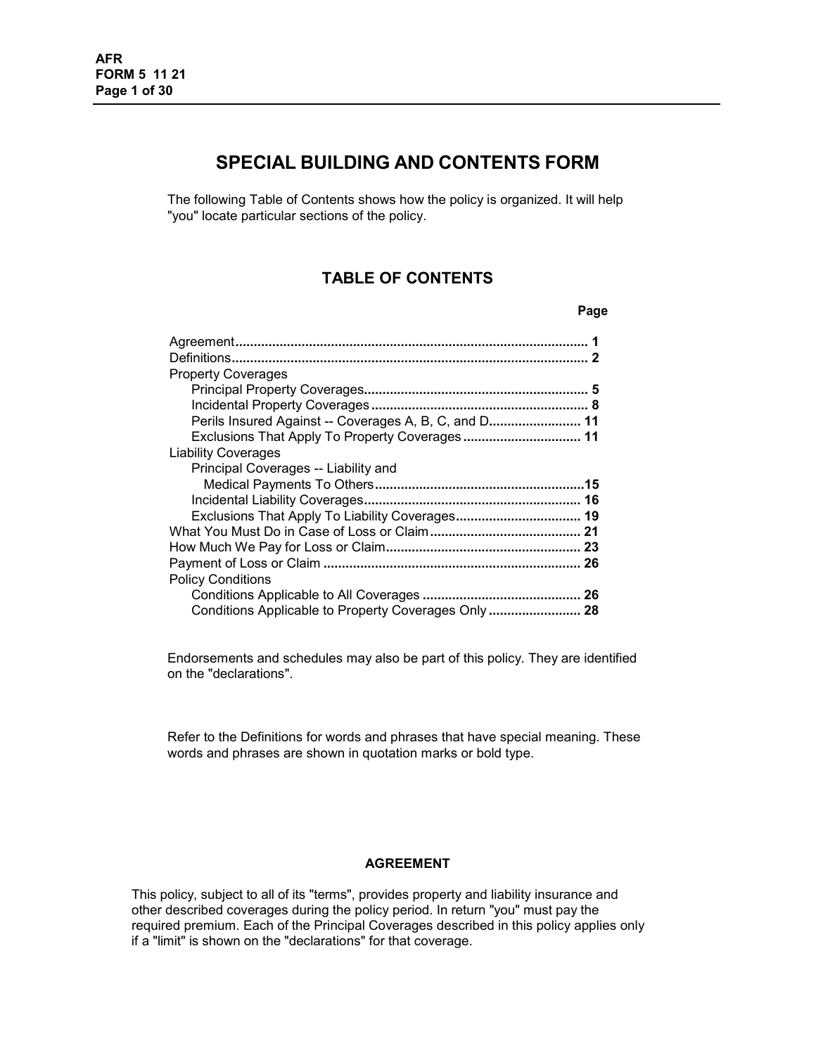# SPECIAL BUILDING AND CONTENTS FORM

The following Table of Contents shows how the policy is organized. It will help "you" locate particular sections of the policy.

## TABLE OF CONTENTS

| | Page |
|---|---|
| Agreement | 1 |
| Definitions | 2 |
| Property Coverages | |
| Principal Property Coverages | 5 |
| Incidental Property Coverages | 8 |
| Perils Insured Against -- Coverages A, B, C, and D | 11 |
| Exclusions That Apply To Property Coverages | 11 |
| Liability Coverages | |
| Principal Coverages -- Liability and Medical Payments To Others | 15 |
| Incidental Liability Coverages | 16 |
| Exclusions That Apply To Liability Coverages | 19 |
| What You Must Do in Case of Loss or Claim | 21 |
| How Much We Pay for Loss or Claim | 23 |
| Payment of Loss or Claim | 26 |
| Policy Conditions | |
| Conditions Applicable to All Coverages | 26 |
| Conditions Applicable to Property Coverages Only | 28 |

Endorsements and schedules may also be part of this policy. They are identified on the "declarations".

Refer to the Definitions for words and phrases that have special meaning. These words and phrases are shown in quotation marks or bold type.

## AGREEMENT

This policy, subject to all of its "terms", provides property and liability insurance and other described coverages during the policy period. In return "you" must pay the required premium. Each of the Principal Coverages described in this policy applies only if a "limit" is shown on the "declarations" for that coverage.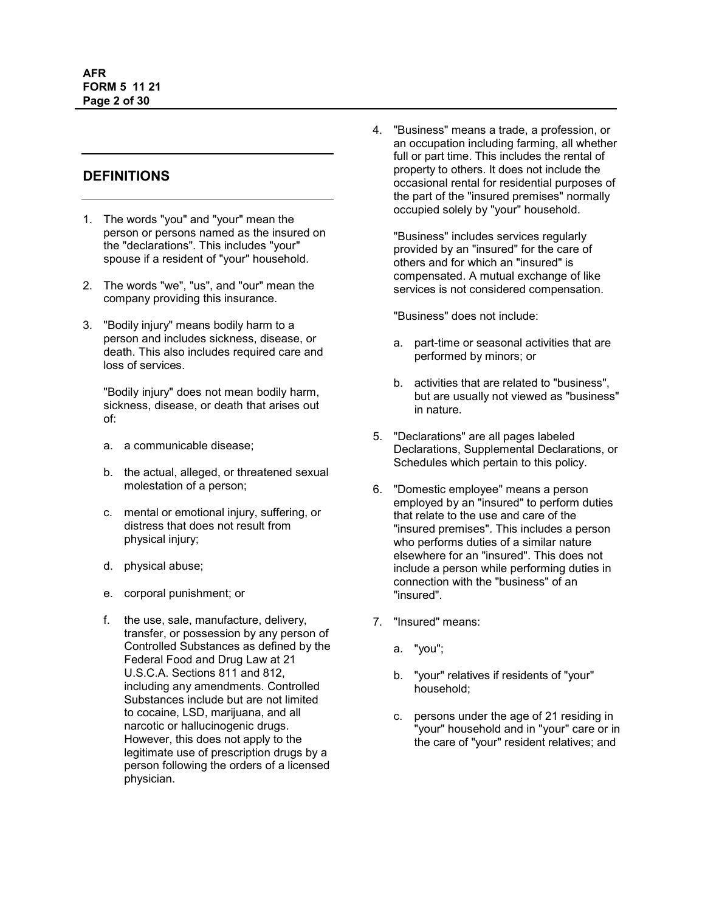## DEFINITIONS

1. The words "you" and "your" mean the person or persons named as the insured on the "declarations". This includes "your" spouse if a resident of "your" household.

2. The words "we", "us", and "our" mean the company providing this insurance.

3. "Bodily injury" means bodily harm to a person and includes sickness, disease, or death. This also includes required care and loss of services.

   "Bodily injury" does not mean bodily harm, sickness, disease, or death that arises out of:

   a. a communicable disease;

   b. the actual, alleged, or threatened sexual molestation of a person;

   c. mental or emotional injury, suffering, or distress that does not result from physical injury;

   d. physical abuse;

   e. corporal punishment; or

   f. the use, sale, manufacture, delivery, transfer, or possession by any person of Controlled Substances as defined by the Federal Food and Drug Law at 21 U.S.C.A. Sections 811 and 812, including any amendments. Controlled Substances include but are not limited to cocaine, LSD, marijuana, and all narcotic or hallucinogenic drugs. However, this does not apply to the legitimate use of prescription drugs by a person following the orders of a licensed physician.

4. "Business" means a trade, a profession, or an occupation including farming, all whether full or part time. This includes the rental of property to others. It does not include the occasional rental for residential purposes of the part of the "insured premises" normally occupied solely by "your" household.

   "Business" includes services regularly provided by an "insured" for the care of others and for which an "insured" is compensated. A mutual exchange of like services is not considered compensation.

   "Business" does not include:

   a. part-time or seasonal activities that are performed by minors; or

   b. activities that are related to "business", but are usually not viewed as "business" in nature.

5. "Declarations" are all pages labeled Declarations, Supplemental Declarations, or Schedules which pertain to this policy.

6. "Domestic employee" means a person employed by an "insured" to perform duties that relate to the use and care of the "insured premises". This includes a person who performs duties of a similar nature elsewhere for an "insured". This does not include a person while performing duties in connection with the "business" of an "insured".

7. "Insured" means:

   a. "you";

   b. "your" relatives if residents of "your" household;

   c. persons under the age of 21 residing in "your" household and in "your" care or in the care of "your" resident relatives; and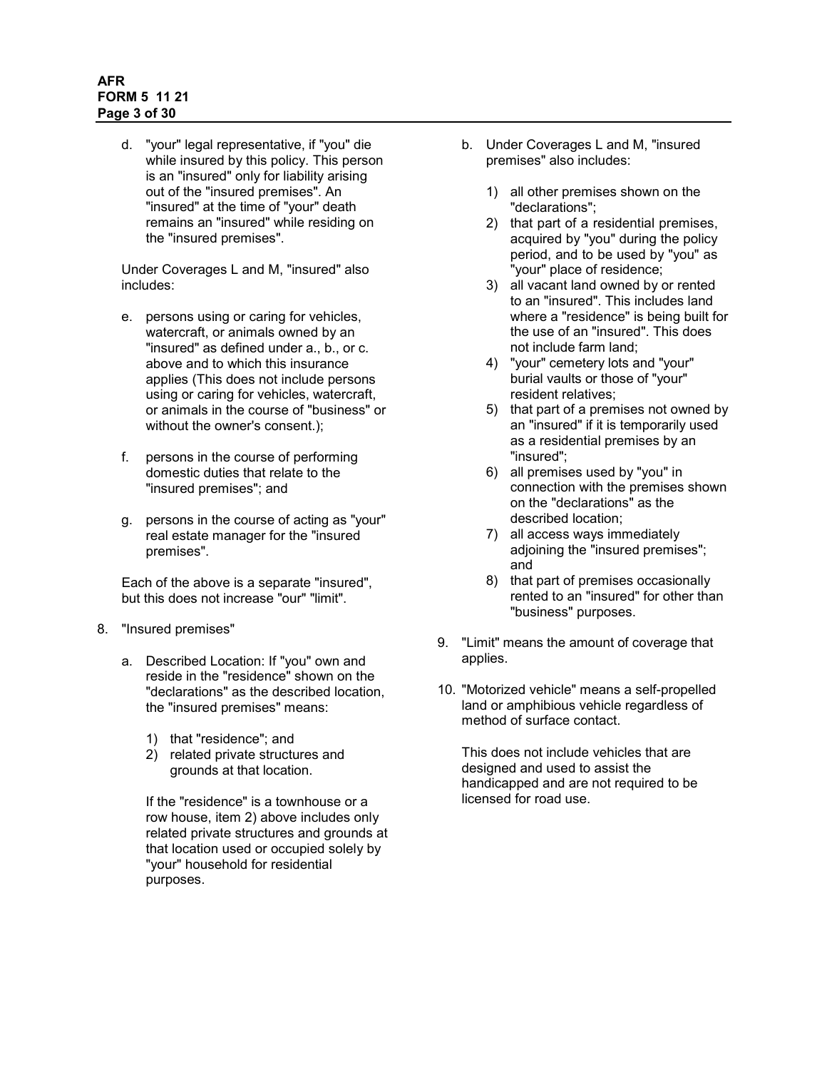d. "your" legal representative, if "you" die while insured by this policy. This person is an "insured" only for liability arising out of the "insured premises". An "insured" at the time of "your" death remains an "insured" while residing on the "insured premises".

Under Coverages L and M, "insured" also includes:

e. persons using or caring for vehicles, watercraft, or animals owned by an "insured" as defined under a., b., or c. above and to which this insurance applies (This does not include persons using or caring for vehicles, watercraft, or animals in the course of "business" or without the owner's consent.);

f. persons in the course of performing domestic duties that relate to the "insured premises"; and

g. persons in the course of acting as "your" real estate manager for the "insured premises".

Each of the above is a separate "insured", but this does not increase "our" "limit".

8. "Insured premises"

   a. Described Location: If "you" own and reside in the "residence" shown on the "declarations" as the described location, the "insured premises" means:

      1) that "residence"; and
      2) related private structures and grounds at that location.

      If the "residence" is a townhouse or a row house, item 2) above includes only related private structures and grounds at that location used or occupied solely by "your" household for residential purposes.

   b. Under Coverages L and M, "insured premises" also includes:

      1) all other premises shown on the "declarations";
      2) that part of a residential premises, acquired by "you" during the policy period, and to be used by "you" as "your" place of residence;
      3) all vacant land owned by or rented to an "insured". This includes land where a "residence" is being built for the use of an "insured". This does not include farm land;
      4) "your" cemetery lots and "your" burial vaults or those of "your" resident relatives;
      5) that part of a premises not owned by an "insured" if it is temporarily used as a residential premises by an "insured";
      6) all premises used by "you" in connection with the premises shown on the "declarations" as the described location;
      7) all access ways immediately adjoining the "insured premises"; and
      8) that part of premises occasionally rented to an "insured" for other than "business" purposes.

9. "Limit" means the amount of coverage that applies.

10. "Motorized vehicle" means a self-propelled land or amphibious vehicle regardless of method of surface contact.

    This does not include vehicles that are designed and used to assist the handicapped and are not required to be licensed for road use.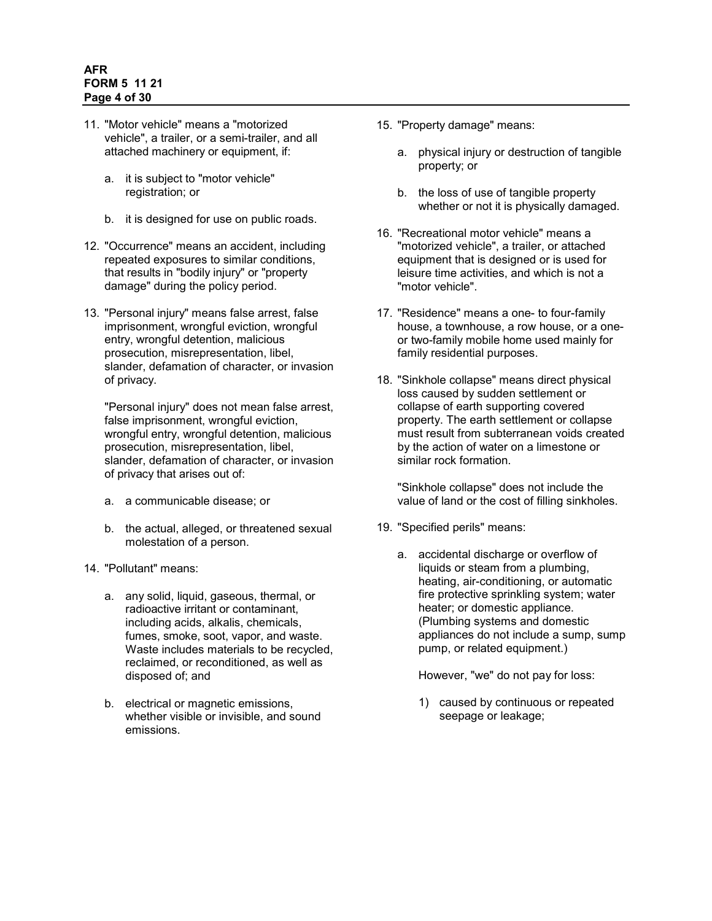11. "Motor vehicle" means a "motorized vehicle", a trailer, or a semi-trailer, and all attached machinery or equipment, if:

    a. it is subject to "motor vehicle" registration; or

    b. it is designed for use on public roads.

12. "Occurrence" means an accident, including repeated exposures to similar conditions, that results in "bodily injury" or "property damage" during the policy period.

13. "Personal injury" means false arrest, false imprisonment, wrongful eviction, wrongful entry, wrongful detention, malicious prosecution, misrepresentation, libel, slander, defamation of character, or invasion of privacy.

    "Personal injury" does not mean false arrest, false imprisonment, wrongful eviction, wrongful entry, wrongful detention, malicious prosecution, misrepresentation, libel, slander, defamation of character, or invasion of privacy that arises out of:

    a. a communicable disease; or

    b. the actual, alleged, or threatened sexual molestation of a person.

14. "Pollutant" means:

    a. any solid, liquid, gaseous, thermal, or radioactive irritant or contaminant, including acids, alkalis, chemicals, fumes, smoke, soot, vapor, and waste. Waste includes materials to be recycled, reclaimed, or reconditioned, as well as disposed of; and

    b. electrical or magnetic emissions, whether visible or invisible, and sound emissions.

15. "Property damage" means:

    a. physical injury or destruction of tangible property; or

    b. the loss of use of tangible property whether or not it is physically damaged.

16. "Recreational motor vehicle" means a "motorized vehicle", a trailer, or attached equipment that is designed or is used for leisure time activities, and which is not a "motor vehicle".

17. "Residence" means a one- to four-family house, a townhouse, a row house, or a one- or two-family mobile home used mainly for family residential purposes.

18. "Sinkhole collapse" means direct physical loss caused by sudden settlement or collapse of earth supporting covered property. The earth settlement or collapse must result from subterranean voids created by the action of water on a limestone or similar rock formation.

    "Sinkhole collapse" does not include the value of land or the cost of filling sinkholes.

19. "Specified perils" means:

    a. accidental discharge or overflow of liquids or steam from a plumbing, heating, air-conditioning, or automatic fire protective sprinkling system; water heater; or domestic appliance. (Plumbing systems and domestic appliances do not include a sump, sump pump, or related equipment.)

       However, "we" do not pay for loss:

       1) caused by continuous or repeated seepage or leakage;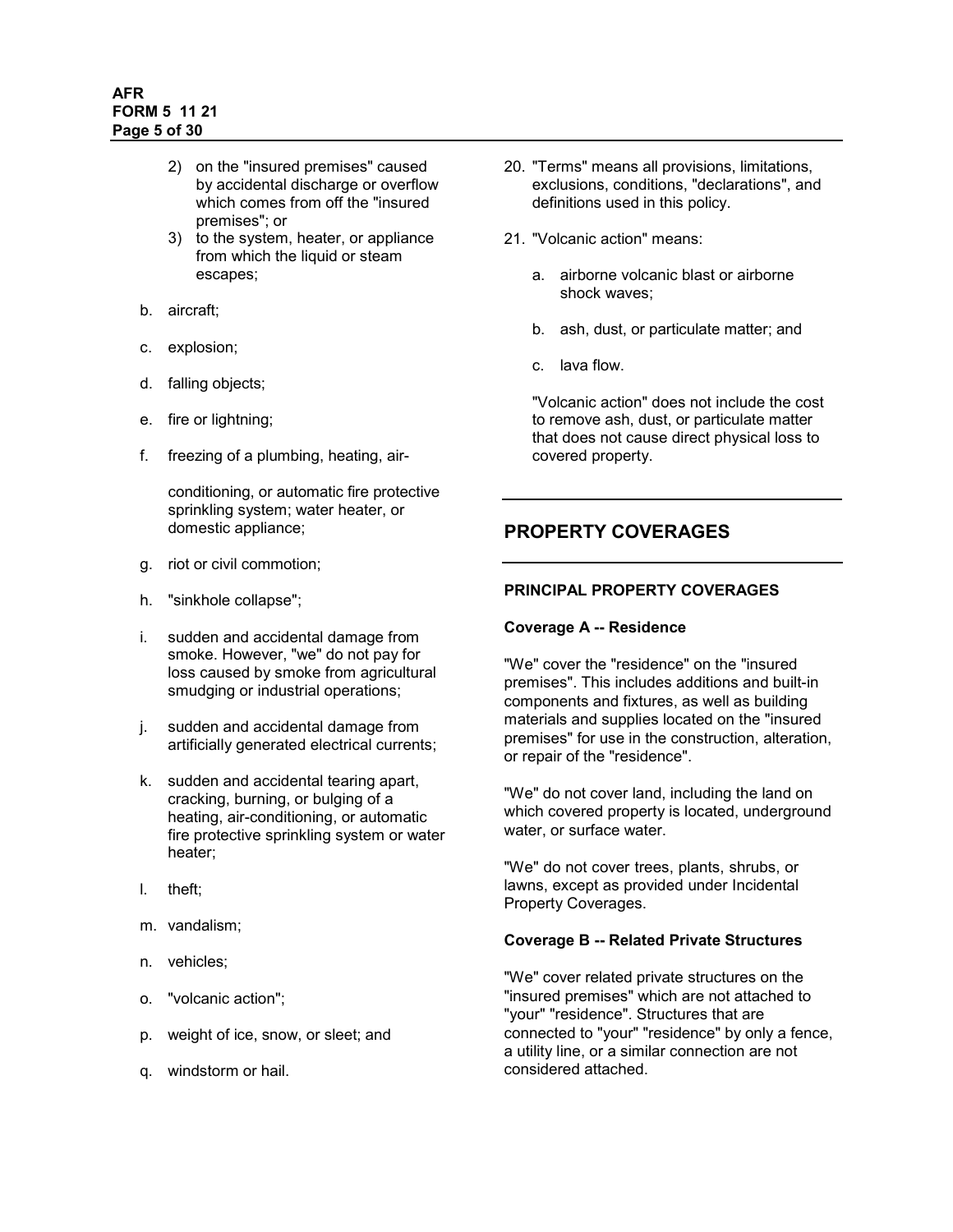2) on the "insured premises" caused by accidental discharge or overflow which comes from off the "insured premises"; or
3) to the system, heater, or appliance from which the liquid or steam escapes;

b. aircraft;

c. explosion;

d. falling objects;

e. fire or lightning;

f. freezing of a plumbing, heating, air-conditioning, or automatic fire protective sprinkling system; water heater, or domestic appliance;

g. riot or civil commotion;

h. "sinkhole collapse";

i. sudden and accidental damage from smoke. However, "we" do not pay for loss caused by smoke from agricultural smudging or industrial operations;

j. sudden and accidental damage from artificially generated electrical currents;

k. sudden and accidental tearing apart, cracking, burning, or bulging of a heating, air-conditioning, or automatic fire protective sprinkling system or water heater;

l. theft;

m. vandalism;

n. vehicles;

o. "volcanic action";

p. weight of ice, snow, or sleet; and

q. windstorm or hail.

20. "Terms" means all provisions, limitations, exclusions, conditions, "declarations", and definitions used in this policy.

21. "Volcanic action" means:

    a. airborne volcanic blast or airborne shock waves;

    b. ash, dust, or particulate matter; and

    c. lava flow.

    "Volcanic action" does not include the cost to remove ash, dust, or particulate matter that does not cause direct physical loss to covered property.

## PROPERTY COVERAGES

### PRINCIPAL PROPERTY COVERAGES

**Coverage A -- Residence**

"We" cover the "residence" on the "insured premises". This includes additions and built-in components and fixtures, as well as building materials and supplies located on the "insured premises" for use in the construction, alteration, or repair of the "residence".

"We" do not cover land, including the land on which covered property is located, underground water, or surface water.

"We" do not cover trees, plants, shrubs, or lawns, except as provided under Incidental Property Coverages.

**Coverage B -- Related Private Structures**

"We" cover related private structures on the "insured premises" which are not attached to "your" "residence". Structures that are connected to "your" "residence" by only a fence, a utility line, or a similar connection are not considered attached.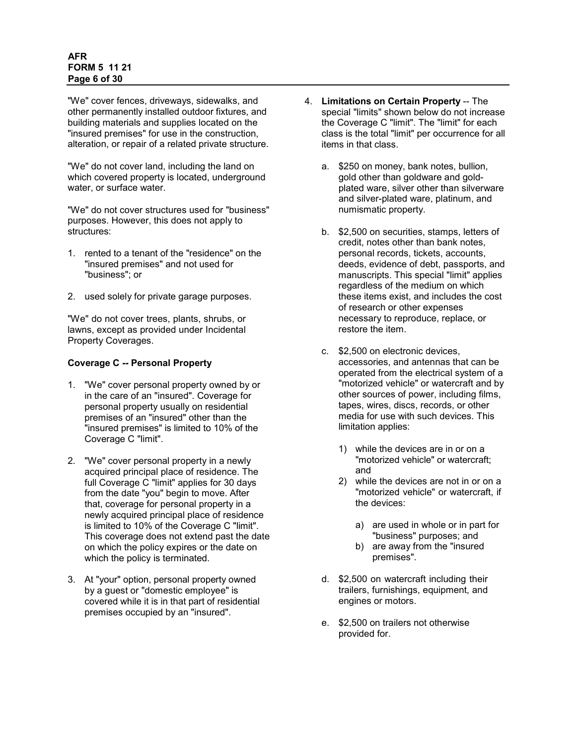"We" cover fences, driveways, sidewalks, and other permanently installed outdoor fixtures, and building materials and supplies located on the "insured premises" for use in the construction, alteration, or repair of a related private structure.

"We" do not cover land, including the land on which covered property is located, underground water, or surface water.

"We" do not cover structures used for "business" purposes. However, this does not apply to structures:

1. rented to a tenant of the "residence" on the "insured premises" and not used for "business"; or

2. used solely for private garage purposes.

"We" do not cover trees, plants, shrubs, or lawns, except as provided under Incidental Property Coverages.

**Coverage C -- Personal Property**

1. "We" cover personal property owned by or in the care of an "insured". Coverage for personal property usually on residential premises of an "insured" other than the "insured premises" is limited to 10% of the Coverage C "limit".

2. "We" cover personal property in a newly acquired principal place of residence. The full Coverage C "limit" applies for 30 days from the date "you" begin to move. After that, coverage for personal property in a newly acquired principal place of residence is limited to 10% of the Coverage C "limit". This coverage does not extend past the date on which the policy expires or the date on which the policy is terminated.

3. At "your" option, personal property owned by a guest or "domestic employee" is covered while it is in that part of residential premises occupied by an "insured".

4. **Limitations on Certain Property** -- The special "limits" shown below do not increase the Coverage C "limit". The "limit" for each class is the total "limit" per occurrence for all items in that class.

   a. $250 on money, bank notes, bullion, gold other than goldware and gold-plated ware, silver other than silverware and silver-plated ware, platinum, and numismatic property.

   b. $2,500 on securities, stamps, letters of credit, notes other than bank notes, personal records, tickets, accounts, deeds, evidence of debt, passports, and manuscripts. This special "limit" applies regardless of the medium on which these items exist, and includes the cost of research or other expenses necessary to reproduce, replace, or restore the item.

   c. $2,500 on electronic devices, accessories, and antennas that can be operated from the electrical system of a "motorized vehicle" or watercraft and by other sources of power, including films, tapes, wires, discs, records, or other media for use with such devices. This limitation applies:

      1) while the devices are in or on a "motorized vehicle" or watercraft; and
      2) while the devices are not in or on a "motorized vehicle" or watercraft, if the devices:

         a) are used in whole or in part for "business" purposes; and
         b) are away from the "insured premises".

   d. $2,500 on watercraft including their trailers, furnishings, equipment, and engines or motors.

   e. $2,500 on trailers not otherwise provided for.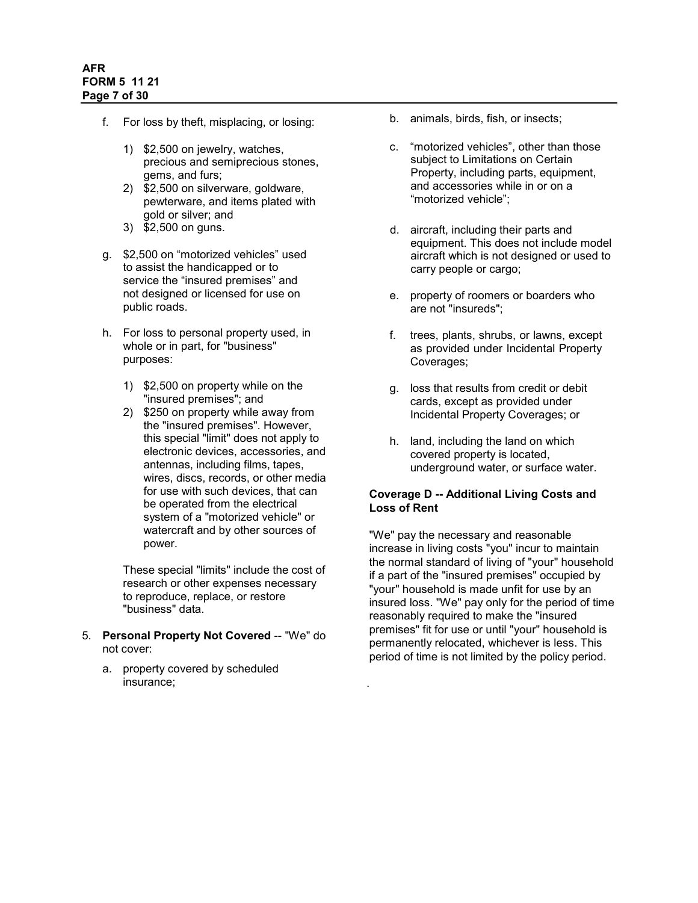f. For loss by theft, misplacing, or losing:

   1) $2,500 on jewelry, watches, precious and semiprecious stones, gems, and furs;
   2) $2,500 on silverware, goldware, pewterware, and items plated with gold or silver; and
   3) $2,500 on guns.

g. $2,500 on "motorized vehicles" used to assist the handicapped or to service the "insured premises" and not designed or licensed for use on public roads.

h. For loss to personal property used, in whole or in part, for "business" purposes:

   1) $2,500 on property while on the "insured premises"; and
   2) $250 on property while away from the "insured premises". However, this special "limit" does not apply to electronic devices, accessories, and antennas, including films, tapes, wires, discs, records, or other media for use with such devices, that can be operated from the electrical system of a "motorized vehicle" or watercraft and by other sources of power.

   These special "limits" include the cost of research or other expenses necessary to reproduce, replace, or restore "business" data.

5. **Personal Property Not Covered** -- "We" do not cover:

   a. property covered by scheduled insurance;

   b. animals, birds, fish, or insects;

   c. "motorized vehicles", other than those subject to Limitations on Certain Property, including parts, equipment, and accessories while in or on a "motorized vehicle";

   d. aircraft, including their parts and equipment. This does not include model aircraft which is not designed or used to carry people or cargo;

   e. property of roomers or boarders who are not "insureds";

   f. trees, plants, shrubs, or lawns, except as provided under Incidental Property Coverages;

   g. loss that results from credit or debit cards, except as provided under Incidental Property Coverages; or

   h. land, including the land on which covered property is located, underground water, or surface water.

**Coverage D -- Additional Living Costs and Loss of Rent**

"We" pay the necessary and reasonable increase in living costs "you" incur to maintain the normal standard of living of "your" household if a part of the "insured premises" occupied by "your" household is made unfit for use by an insured loss. "We" pay only for the period of time reasonably required to make the "insured premises" fit for use or until "your" household is permanently relocated, whichever is less. This period of time is not limited by the policy period.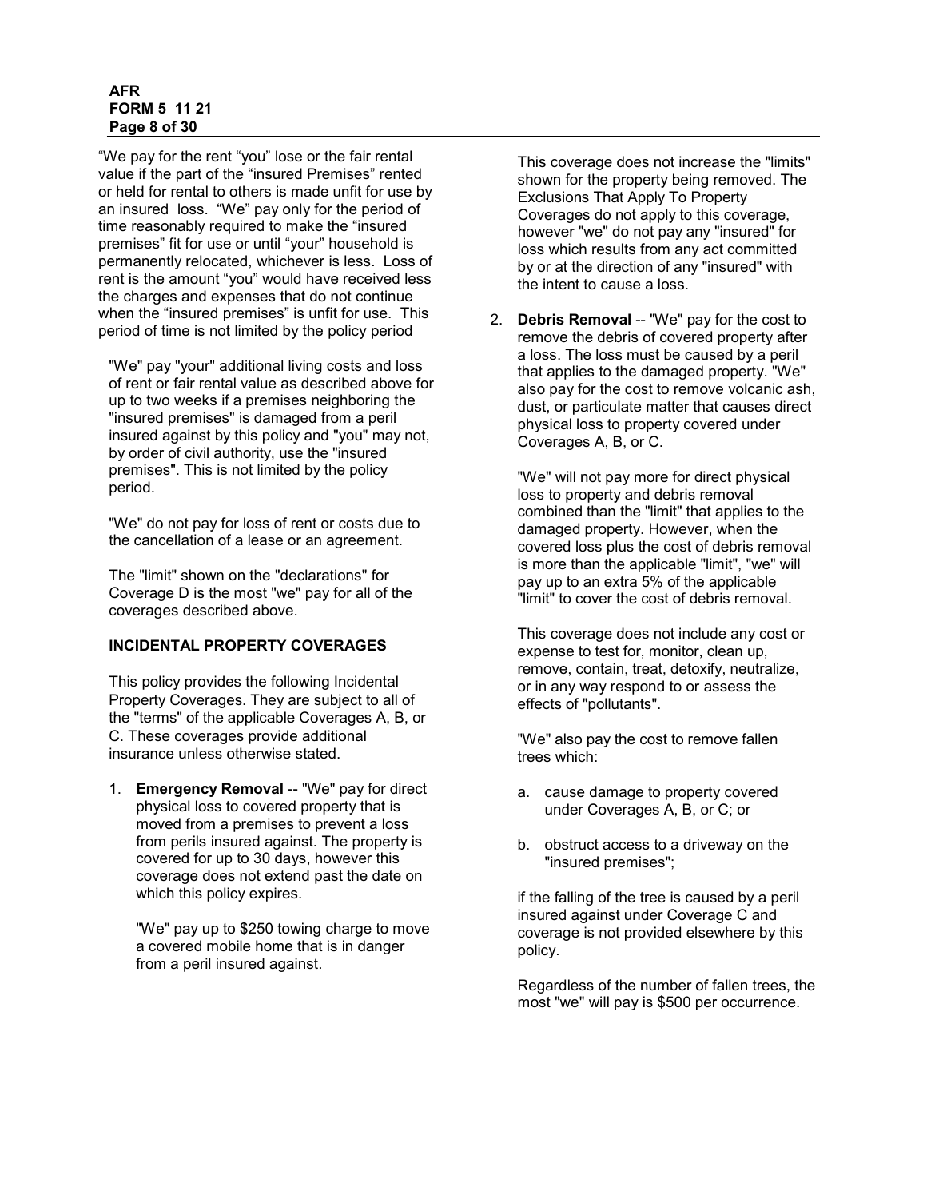"We pay for the rent "you" lose or the fair rental value if the part of the "insured Premises" rented or held for rental to others is made unfit for use by an insured loss. "We" pay only for the period of time reasonably required to make the "insured premises" fit for use or until "your" household is permanently relocated, whichever is less. Loss of rent is the amount "you" would have received less the charges and expenses that do not continue when the "insured premises" is unfit for use. This period of time is not limited by the policy period

"We" pay "your" additional living costs and loss of rent or fair rental value as described above for up to two weeks if a premises neighboring the "insured premises" is damaged from a peril insured against by this policy and "you" may not, by order of civil authority, use the "insured premises". This is not limited by the policy period.

"We" do not pay for loss of rent or costs due to the cancellation of a lease or an agreement.

The "limit" shown on the "declarations" for Coverage D is the most "we" pay for all of the coverages described above.

**INCIDENTAL PROPERTY COVERAGES**

This policy provides the following Incidental Property Coverages. They are subject to all of the "terms" of the applicable Coverages A, B, or C. These coverages provide additional insurance unless otherwise stated.

1. **Emergency Removal** -- "We" pay for direct physical loss to covered property that is moved from a premises to prevent a loss from perils insured against. The property is covered for up to 30 days, however this coverage does not extend past the date on which this policy expires.

   "We" pay up to $250 towing charge to move a covered mobile home that is in danger from a peril insured against.

   This coverage does not increase the "limits" shown for the property being removed. The Exclusions That Apply To Property Coverages do not apply to this coverage, however "we" do not pay any "insured" for loss which results from any act committed by or at the direction of any "insured" with the intent to cause a loss.

2. **Debris Removal** -- "We" pay for the cost to remove the debris of covered property after a loss. The loss must be caused by a peril that applies to the damaged property. "We" also pay for the cost to remove volcanic ash, dust, or particulate matter that causes direct physical loss to property covered under Coverages A, B, or C.

   "We" will not pay more for direct physical loss to property and debris removal combined than the "limit" that applies to the damaged property. However, when the covered loss plus the cost of debris removal is more than the applicable "limit", "we" will pay up to an extra 5% of the applicable "limit" to cover the cost of debris removal.

   This coverage does not include any cost or expense to test for, monitor, clean up, remove, contain, treat, detoxify, neutralize, or in any way respond to or assess the effects of "pollutants".

   "We" also pay the cost to remove fallen trees which:

   a. cause damage to property covered under Coverages A, B, or C; or

   b. obstruct access to a driveway on the "insured premises";

   if the falling of the tree is caused by a peril insured against under Coverage C and coverage is not provided elsewhere by this policy.

   Regardless of the number of fallen trees, the most "we" will pay is $500 per occurrence.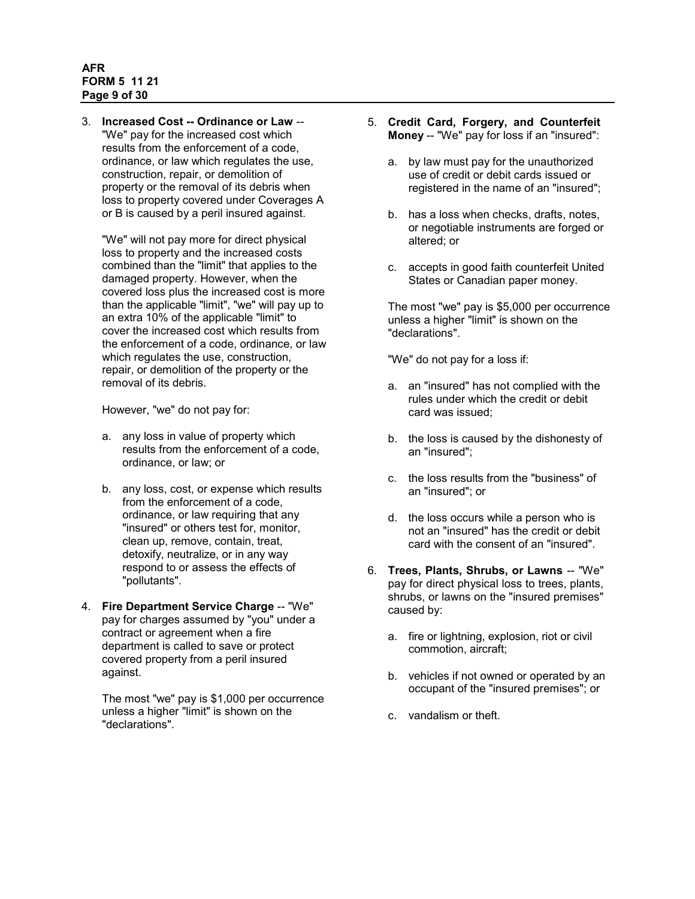3. **Increased Cost -- Ordinance or Law** -- "We" pay for the increased cost which results from the enforcement of a code, ordinance, or law which regulates the use, construction, repair, or demolition of property or the removal of its debris when loss to property covered under Coverages A or B is caused by a peril insured against.

   "We" will not pay more for direct physical loss to property and the increased costs combined than the "limit" that applies to the damaged property. However, when the covered loss plus the increased cost is more than the applicable "limit", "we" will pay up to an extra 10% of the applicable "limit" to cover the increased cost which results from the enforcement of a code, ordinance, or law which regulates the use, construction, repair, or demolition of the property or the removal of its debris.

   However, "we" do not pay for:

   a. any loss in value of property which results from the enforcement of a code, ordinance, or law; or

   b. any loss, cost, or expense which results from the enforcement of a code, ordinance, or law requiring that any "insured" or others test for, monitor, clean up, remove, contain, treat, detoxify, neutralize, or in any way respond to or assess the effects of "pollutants".

4. **Fire Department Service Charge** -- "We" pay for charges assumed by "you" under a contract or agreement when a fire department is called to save or protect covered property from a peril insured against.

   The most "we" pay is $1,000 per occurrence unless a higher "limit" is shown on the "declarations".

5. **Credit Card, Forgery, and Counterfeit Money** -- "We" pay for loss if an "insured":

   a. by law must pay for the unauthorized use of credit or debit cards issued or registered in the name of an "insured";

   b. has a loss when checks, drafts, notes, or negotiable instruments are forged or altered; or

   c. accepts in good faith counterfeit United States or Canadian paper money.

   The most "we" pay is $5,000 per occurrence unless a higher "limit" is shown on the "declarations".

   "We" do not pay for a loss if:

   a. an "insured" has not complied with the rules under which the credit or debit card was issued;

   b. the loss is caused by the dishonesty of an "insured";

   c. the loss results from the "business" of an "insured"; or

   d. the loss occurs while a person who is not an "insured" has the credit or debit card with the consent of an "insured".

6. **Trees, Plants, Shrubs, or Lawns** -- "We" pay for direct physical loss to trees, plants, shrubs, or lawns on the "insured premises" caused by:

   a. fire or lightning, explosion, riot or civil commotion, aircraft;

   b. vehicles if not owned or operated by an occupant of the "insured premises"; or

   c. vandalism or theft.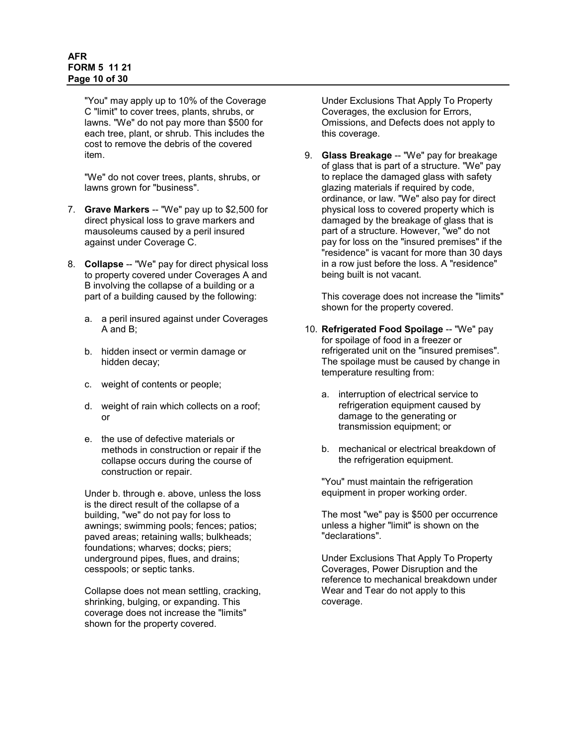"You" may apply up to 10% of the Coverage C "limit" to cover trees, plants, shrubs, or lawns. "We" do not pay more than $500 for each tree, plant, or shrub. This includes the cost to remove the debris of the covered item.

"We" do not cover trees, plants, shrubs, or lawns grown for "business".

7. **Grave Markers** -- "We" pay up to $2,500 for direct physical loss to grave markers and mausoleums caused by a peril insured against under Coverage C.

8. **Collapse** -- "We" pay for direct physical loss to property covered under Coverages A and B involving the collapse of a building or a part of a building caused by the following:

   a. a peril insured against under Coverages A and B;

   b. hidden insect or vermin damage or hidden decay;

   c. weight of contents or people;

   d. weight of rain which collects on a roof; or

   e. the use of defective materials or methods in construction or repair if the collapse occurs during the course of construction or repair.

   Under b. through e. above, unless the loss is the direct result of the collapse of a building, "we" do not pay for loss to awnings; swimming pools; fences; patios; paved areas; retaining walls; bulkheads; foundations; wharves; docks; piers; underground pipes, flues, and drains; cesspools; or septic tanks.

   Collapse does not mean settling, cracking, shrinking, bulging, or expanding. This coverage does not increase the "limits" shown for the property covered.

   Under Exclusions That Apply To Property Coverages, the exclusion for Errors, Omissions, and Defects does not apply to this coverage.

9. **Glass Breakage** -- "We" pay for breakage of glass that is part of a structure. "We" pay to replace the damaged glass with safety glazing materials if required by code, ordinance, or law. "We" also pay for direct physical loss to covered property which is damaged by the breakage of glass that is part of a structure. However, "we" do not pay for loss on the "insured premises" if the "residence" is vacant for more than 30 days in a row just before the loss. A "residence" being built is not vacant.

   This coverage does not increase the "limits" shown for the property covered.

10. **Refrigerated Food Spoilage** -- "We" pay for spoilage of food in a freezer or refrigerated unit on the "insured premises". The spoilage must be caused by change in temperature resulting from:

    a. interruption of electrical service to refrigeration equipment caused by damage to the generating or transmission equipment; or

    b. mechanical or electrical breakdown of the refrigeration equipment.

    "You" must maintain the refrigeration equipment in proper working order.

    The most "we" pay is $500 per occurrence unless a higher "limit" is shown on the "declarations".

    Under Exclusions That Apply To Property Coverages, Power Disruption and the reference to mechanical breakdown under Wear and Tear do not apply to this coverage.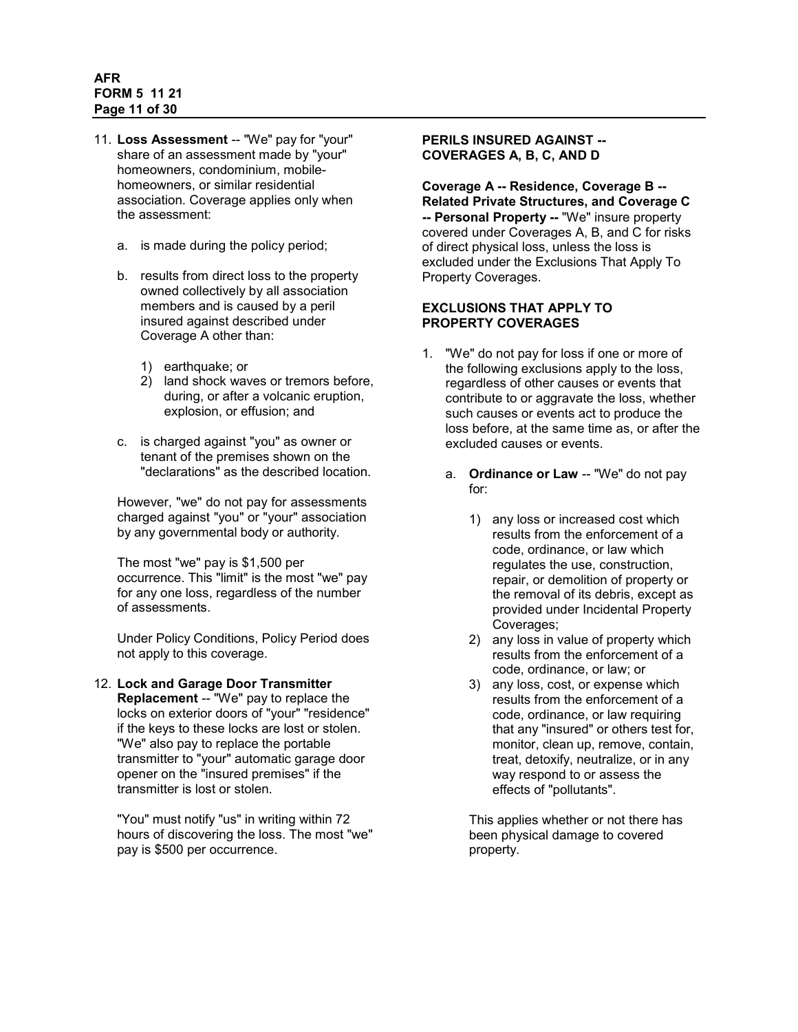11. **Loss Assessment** -- "We" pay for "your" share of an assessment made by "your" homeowners, condominium, mobile-homeowners, or similar residential association. Coverage applies only when the assessment:

    a. is made during the policy period;

    b. results from direct loss to the property owned collectively by all association members and is caused by a peril insured against described under Coverage A other than:

       1) earthquake; or
       2) land shock waves or tremors before, during, or after a volcanic eruption, explosion, or effusion; and

    c. is charged against "you" as owner or tenant of the premises shown on the "declarations" as the described location.

    However, "we" do not pay for assessments charged against "you" or "your" association by any governmental body or authority.

    The most "we" pay is $1,500 per occurrence. This "limit" is the most "we" pay for any one loss, regardless of the number of assessments.

    Under Policy Conditions, Policy Period does not apply to this coverage.

12. **Lock and Garage Door Transmitter Replacement** -- "We" pay to replace the locks on exterior doors of "your" "residence" if the keys to these locks are lost or stolen. "We" also pay to replace the portable transmitter to "your" automatic garage door opener on the "insured premises" if the transmitter is lost or stolen.

    "You" must notify "us" in writing within 72 hours of discovering the loss. The most "we" pay is $500 per occurrence.

**PERILS INSURED AGAINST -- COVERAGES A, B, C, AND D**

**Coverage A -- Residence, Coverage B -- Related Private Structures, and Coverage C -- Personal Property --** "We" insure property covered under Coverages A, B, and C for risks of direct physical loss, unless the loss is excluded under the Exclusions That Apply To Property Coverages.

**EXCLUSIONS THAT APPLY TO PROPERTY COVERAGES**

1. "We" do not pay for loss if one or more of the following exclusions apply to the loss, regardless of other causes or events that contribute to or aggravate the loss, whether such causes or events act to produce the loss before, at the same time as, or after the excluded causes or events.

    a. **Ordinance or Law** -- "We" do not pay for:

       1) any loss or increased cost which results from the enforcement of a code, ordinance, or law which regulates the use, construction, repair, or demolition of property or the removal of its debris, except as provided under Incidental Property Coverages;
       2) any loss in value of property which results from the enforcement of a code, ordinance, or law; or
       3) any loss, cost, or expense which results from the enforcement of a code, ordinance, or law requiring that any "insured" or others test for, monitor, clean up, remove, contain, treat, detoxify, neutralize, or in any way respond to or assess the effects of "pollutants".

       This applies whether or not there has been physical damage to covered property.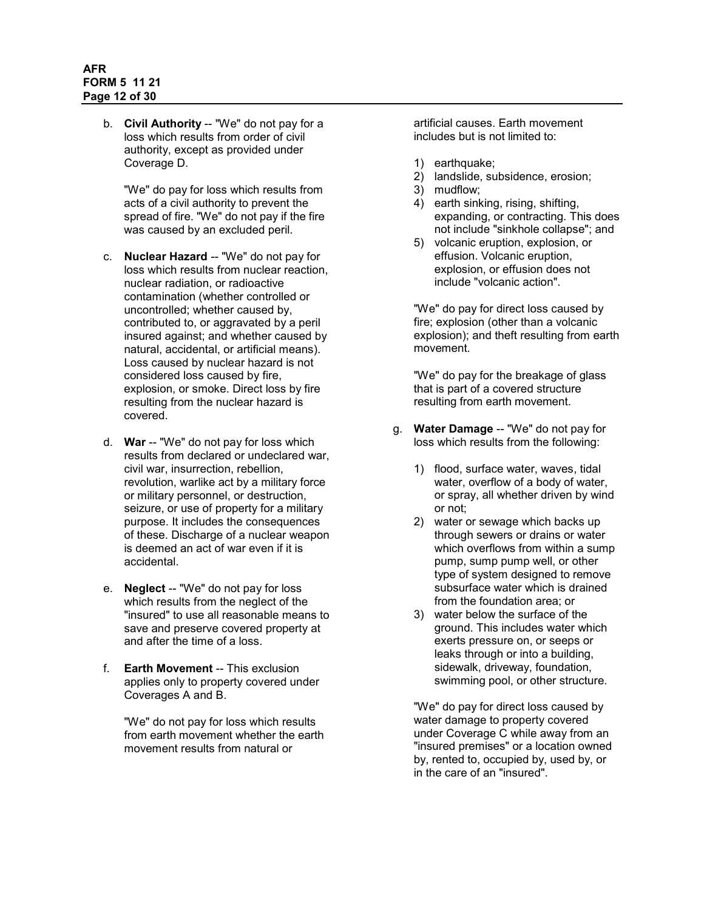b. **Civil Authority** -- "We" do not pay for a loss which results from order of civil authority, except as provided under Coverage D.

   "We" do pay for loss which results from acts of a civil authority to prevent the spread of fire. "We" do not pay if the fire was caused by an excluded peril.

c. **Nuclear Hazard** -- "We" do not pay for loss which results from nuclear reaction, nuclear radiation, or radioactive contamination (whether controlled or uncontrolled; whether caused by, contributed to, or aggravated by a peril insured against; and whether caused by natural, accidental, or artificial means). Loss caused by nuclear hazard is not considered loss caused by fire, explosion, or smoke. Direct loss by fire resulting from the nuclear hazard is covered.

d. **War** -- "We" do not pay for loss which results from declared or undeclared war, civil war, insurrection, rebellion, revolution, warlike act by a military force or military personnel, or destruction, seizure, or use of property for a military purpose. It includes the consequences of these. Discharge of a nuclear weapon is deemed an act of war even if it is accidental.

e. **Neglect** -- "We" do not pay for loss which results from the neglect of the "insured" to use all reasonable means to save and preserve covered property at and after the time of a loss.

f. **Earth Movement** -- This exclusion applies only to property covered under Coverages A and B.

   "We" do not pay for loss which results from earth movement whether the earth movement results from natural or artificial causes. Earth movement includes but is not limited to:

   1) earthquake;
   2) landslide, subsidence, erosion;
   3) mudflow;
   4) earth sinking, rising, shifting, expanding, or contracting. This does not include "sinkhole collapse"; and
   5) volcanic eruption, explosion, or effusion. Volcanic eruption, explosion, or effusion does not include "volcanic action".

   "We" do pay for direct loss caused by fire; explosion (other than a volcanic explosion); and theft resulting from earth movement.

   "We" do pay for the breakage of glass that is part of a covered structure resulting from earth movement.

g. **Water Damage** -- "We" do not pay for loss which results from the following:

   1) flood, surface water, waves, tidal water, overflow of a body of water, or spray, all whether driven by wind or not;
   2) water or sewage which backs up through sewers or drains or water which overflows from within a sump pump, sump pump well, or other type of system designed to remove subsurface water which is drained from the foundation area; or
   3) water below the surface of the ground. This includes water which exerts pressure on, or seeps or leaks through or into a building, sidewalk, driveway, foundation, swimming pool, or other structure.

   "We" do pay for direct loss caused by water damage to property covered under Coverage C while away from an "insured premises" or a location owned by, rented to, occupied by, used by, or in the care of an "insured".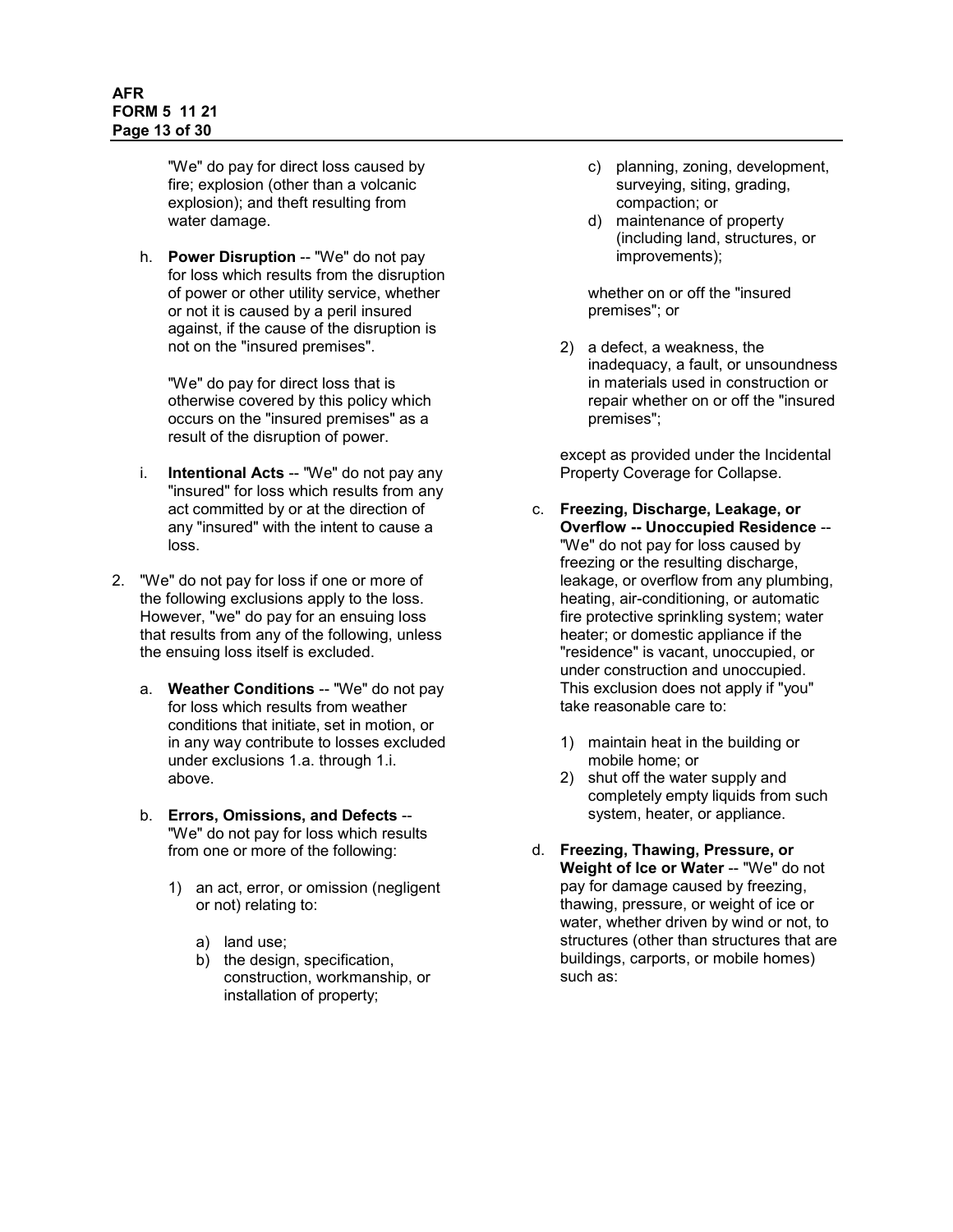"We" do pay for direct loss caused by fire; explosion (other than a volcanic explosion); and theft resulting from water damage.

h. **Power Disruption** -- "We" do not pay for loss which results from the disruption of power or other utility service, whether or not it is caused by a peril insured against, if the cause of the disruption is not on the "insured premises".

   "We" do pay for direct loss that is otherwise covered by this policy which occurs on the "insured premises" as a result of the disruption of power.

i. **Intentional Acts** -- "We" do not pay any "insured" for loss which results from any act committed by or at the direction of any "insured" with the intent to cause a loss.

2. "We" do not pay for loss if one or more of the following exclusions apply to the loss. However, "we" do pay for an ensuing loss that results from any of the following, unless the ensuing loss itself is excluded.

   a. **Weather Conditions** -- "We" do not pay for loss which results from weather conditions that initiate, set in motion, or in any way contribute to losses excluded under exclusions 1.a. through 1.i. above.

   b. **Errors, Omissions, and Defects** -- "We" do not pay for loss which results from one or more of the following:

      1) an act, error, or omission (negligent or not) relating to:

         a) land use;
         b) the design, specification, construction, workmanship, or installation of property;
         c) planning, zoning, development, surveying, siting, grading, compaction; or
         d) maintenance of property (including land, structures, or improvements);

         whether on or off the "insured premises"; or

      2) a defect, a weakness, the inadequacy, a fault, or unsoundness in materials used in construction or repair whether on or off the "insured premises";

      except as provided under the Incidental Property Coverage for Collapse.

   c. **Freezing, Discharge, Leakage, or Overflow -- Unoccupied Residence** -- "We" do not pay for loss caused by freezing or the resulting discharge, leakage, or overflow from any plumbing, heating, air-conditioning, or automatic fire protective sprinkling system; water heater; or domestic appliance if the "residence" is vacant, unoccupied, or under construction and unoccupied. This exclusion does not apply if "you" take reasonable care to:

      1) maintain heat in the building or mobile home; or
      2) shut off the water supply and completely empty liquids from such system, heater, or appliance.

   d. **Freezing, Thawing, Pressure, or Weight of Ice or Water** -- "We" do not pay for damage caused by freezing, thawing, pressure, or weight of ice or water, whether driven by wind or not, to structures (other than structures that are buildings, carports, or mobile homes) such as: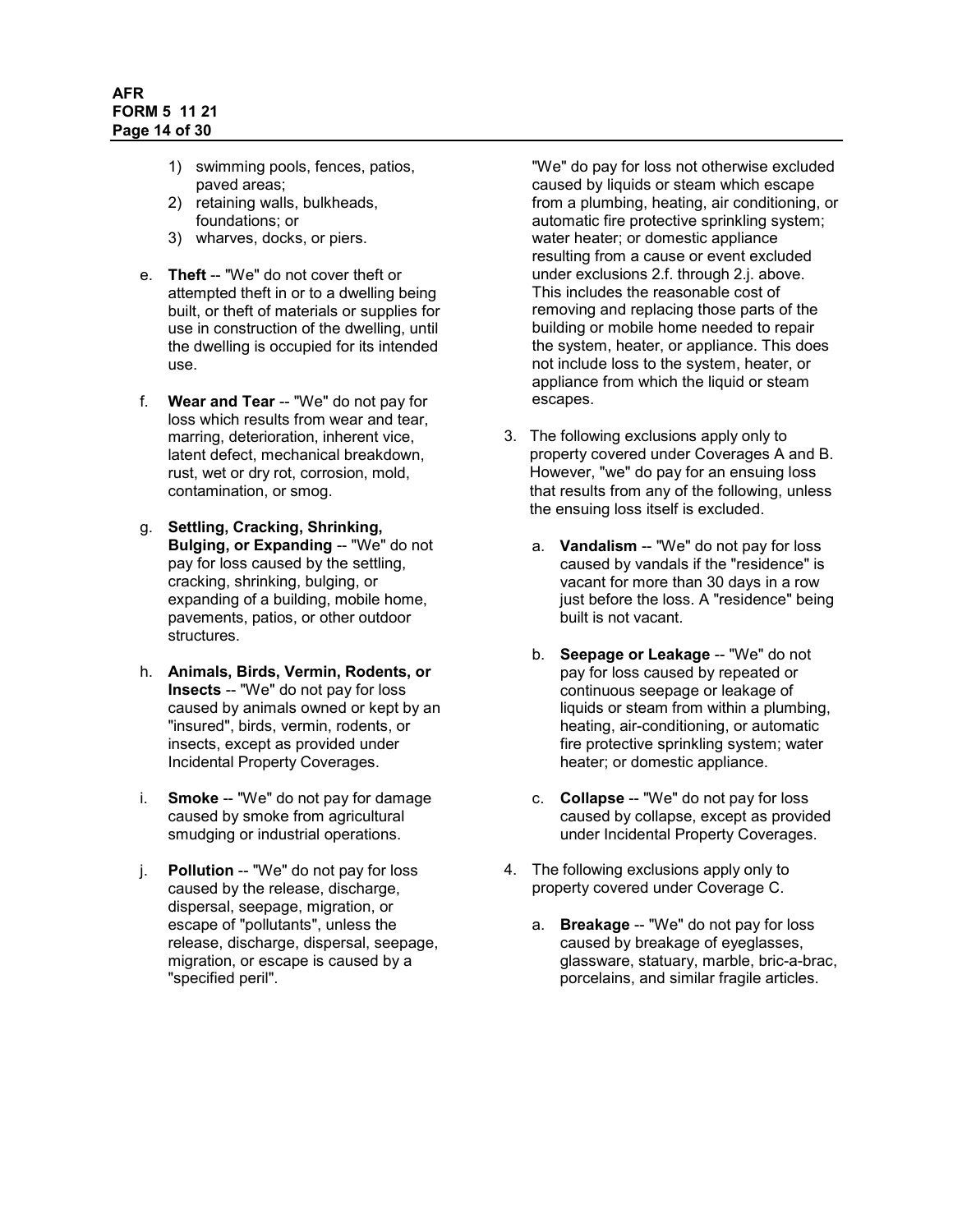1) swimming pools, fences, patios, paved areas;
2) retaining walls, bulkheads, foundations; or
3) wharves, docks, or piers.

e. **Theft** -- "We" do not cover theft or attempted theft in or to a dwelling being built, or theft of materials or supplies for use in construction of the dwelling, until the dwelling is occupied for its intended use.

f. **Wear and Tear** -- "We" do not pay for loss which results from wear and tear, marring, deterioration, inherent vice, latent defect, mechanical breakdown, rust, wet or dry rot, corrosion, mold, contamination, or smog.

g. **Settling, Cracking, Shrinking, Bulging, or Expanding** -- "We" do not pay for loss caused by the settling, cracking, shrinking, bulging, or expanding of a building, mobile home, pavements, patios, or other outdoor structures.

h. **Animals, Birds, Vermin, Rodents, or Insects** -- "We" do not pay for loss caused by animals owned or kept by an "insured", birds, vermin, rodents, or insects, except as provided under Incidental Property Coverages.

i. **Smoke** -- "We" do not pay for damage caused by smoke from agricultural smudging or industrial operations.

j. **Pollution** -- "We" do not pay for loss caused by the release, discharge, dispersal, seepage, migration, or escape of "pollutants", unless the release, discharge, dispersal, seepage, migration, or escape is caused by a "specified peril".

"We" do pay for loss not otherwise excluded caused by liquids or steam which escape from a plumbing, heating, air conditioning, or automatic fire protective sprinkling system; water heater; or domestic appliance resulting from a cause or event excluded under exclusions 2.f. through 2.j. above. This includes the reasonable cost of removing and replacing those parts of the building or mobile home needed to repair the system, heater, or appliance. This does not include loss to the system, heater, or appliance from which the liquid or steam escapes.

3. The following exclusions apply only to property covered under Coverages A and B. However, "we" do pay for an ensuing loss that results from any of the following, unless the ensuing loss itself is excluded.

   a. **Vandalism** -- "We" do not pay for loss caused by vandals if the "residence" is vacant for more than 30 days in a row just before the loss. A "residence" being built is not vacant.

   b. **Seepage or Leakage** -- "We" do not pay for loss caused by repeated or continuous seepage or leakage of liquids or steam from within a plumbing, heating, air-conditioning, or automatic fire protective sprinkling system; water heater; or domestic appliance.

   c. **Collapse** -- "We" do not pay for loss caused by collapse, except as provided under Incidental Property Coverages.

4. The following exclusions apply only to property covered under Coverage C.

   a. **Breakage** -- "We" do not pay for loss caused by breakage of eyeglasses, glassware, statuary, marble, bric-a-brac, porcelains, and similar fragile articles.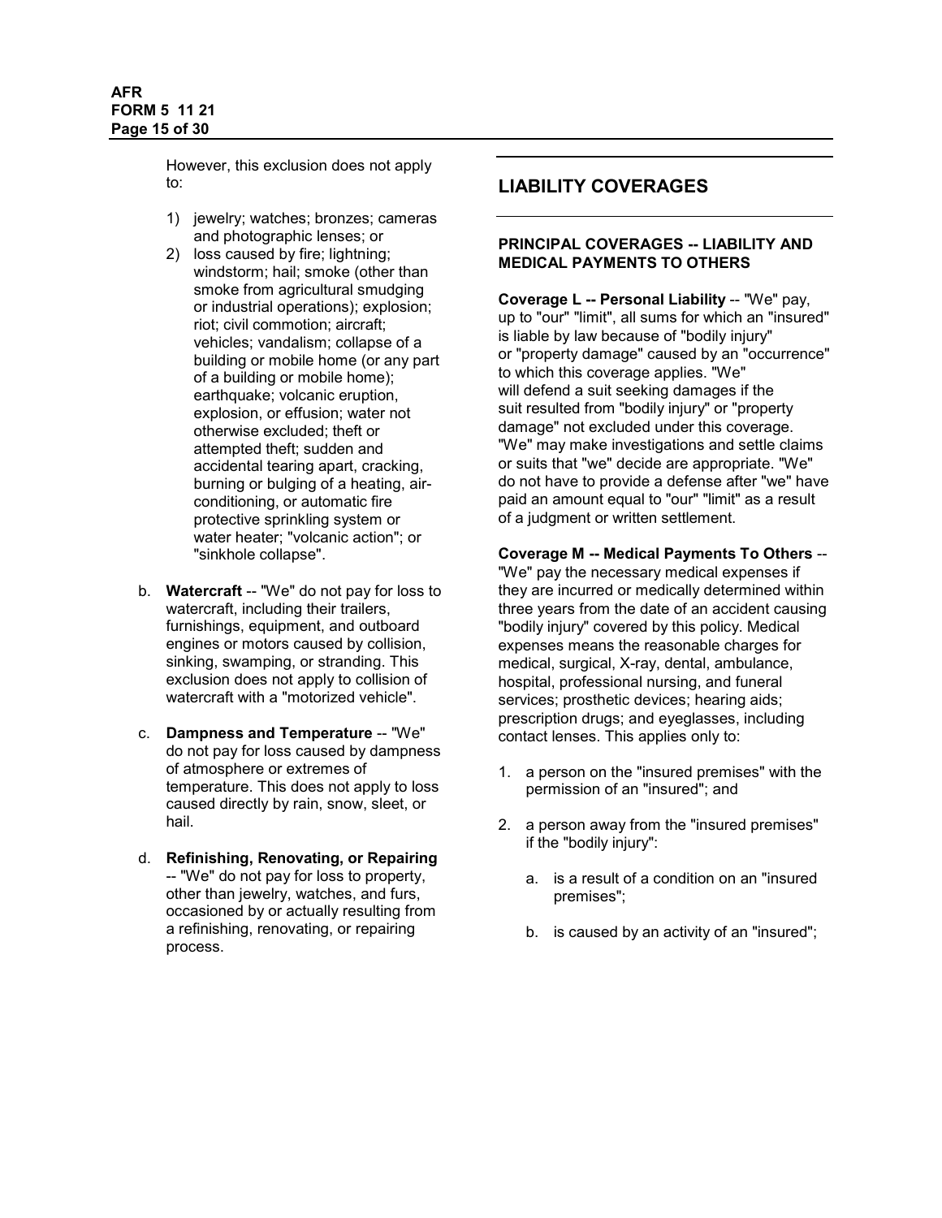However, this exclusion does not apply to:

1) jewelry; watches; bronzes; cameras and photographic lenses; or
2) loss caused by fire; lightning; windstorm; hail; smoke (other than smoke from agricultural smudging or industrial operations); explosion; riot; civil commotion; aircraft; vehicles; vandalism; collapse of a building or mobile home (or any part of a building or mobile home); earthquake; volcanic eruption, explosion, or effusion; water not otherwise excluded; theft or attempted theft; sudden and accidental tearing apart, cracking, burning or bulging of a heating, air-conditioning, or automatic fire protective sprinkling system or water heater; "volcanic action"; or "sinkhole collapse".

b. **Watercraft** -- "We" do not pay for loss to watercraft, including their trailers, furnishings, equipment, and outboard engines or motors caused by collision, sinking, swamping, or stranding. This exclusion does not apply to collision of watercraft with a "motorized vehicle".

c. **Dampness and Temperature** -- "We" do not pay for loss caused by dampness of atmosphere or extremes of temperature. This does not apply to loss caused directly by rain, snow, sleet, or hail.

d. **Refinishing, Renovating, or Repairing** -- "We" do not pay for loss to property, other than jewelry, watches, and furs, occasioned by or actually resulting from a refinishing, renovating, or repairing process.

## LIABILITY COVERAGES

### PRINCIPAL COVERAGES -- LIABILITY AND MEDICAL PAYMENTS TO OTHERS

**Coverage L -- Personal Liability** -- "We" pay, up to "our" "limit", all sums for which an "insured" is liable by law because of "bodily injury" or "property damage" caused by an "occurrence" to which this coverage applies. "We" will defend a suit seeking damages if the suit resulted from "bodily injury" or "property damage" not excluded under this coverage. "We" may make investigations and settle claims or suits that "we" decide are appropriate. "We" do not have to provide a defense after "we" have paid an amount equal to "our" "limit" as a result of a judgment or written settlement.

**Coverage M -- Medical Payments To Others** -- "We" pay the necessary medical expenses if they are incurred or medically determined within three years from the date of an accident causing "bodily injury" covered by this policy. Medical expenses means the reasonable charges for medical, surgical, X-ray, dental, ambulance, hospital, professional nursing, and funeral services; prosthetic devices; hearing aids; prescription drugs; and eyeglasses, including contact lenses. This applies only to:

1. a person on the "insured premises" with the permission of an "insured"; and

2. a person away from the "insured premises" if the "bodily injury":

   a. is a result of a condition on an "insured premises";

   b. is caused by an activity of an "insured";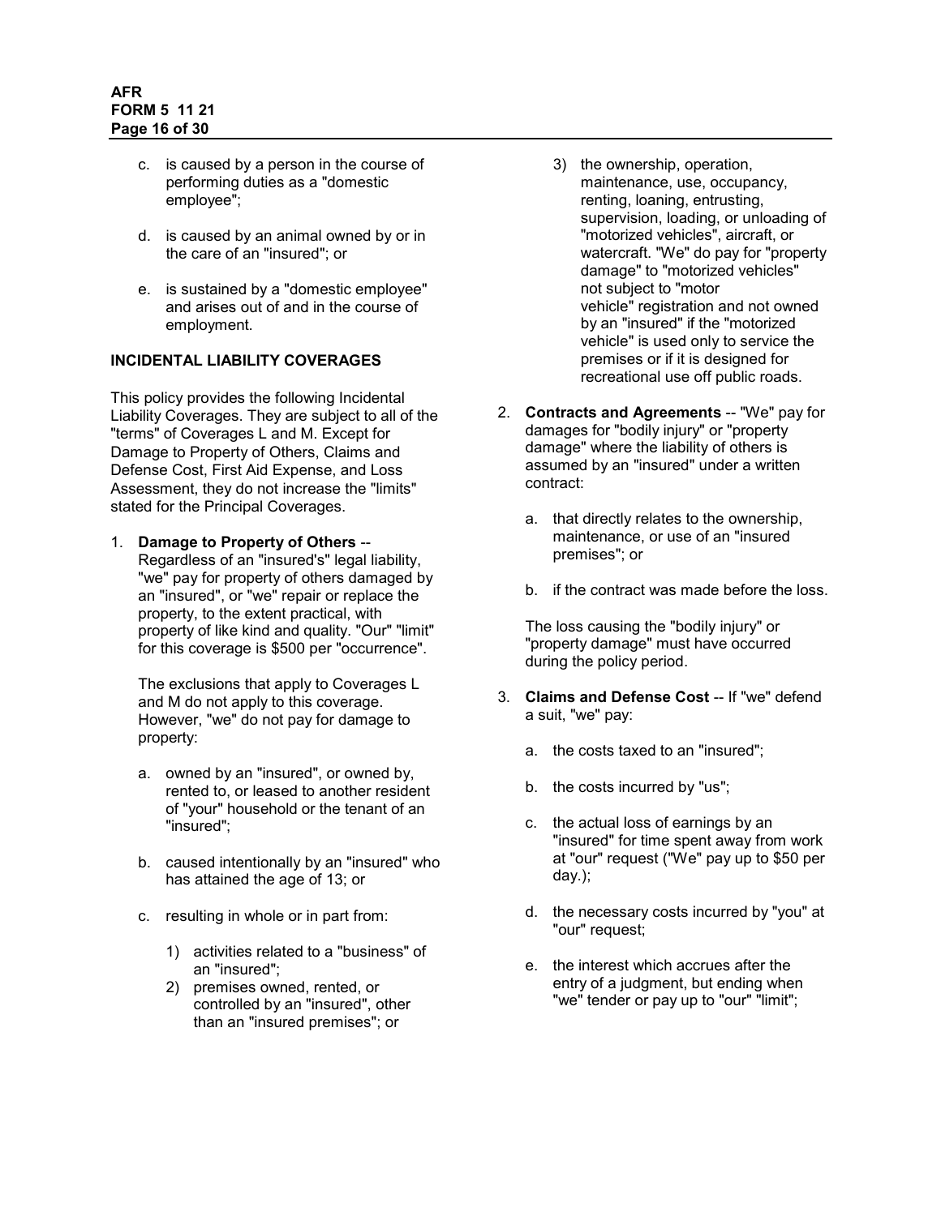c. is caused by a person in the course of performing duties as a "domestic employee";

d. is caused by an animal owned by or in the care of an "insured"; or

e. is sustained by a "domestic employee" and arises out of and in the course of employment.

## INCIDENTAL LIABILITY COVERAGES

This policy provides the following Incidental Liability Coverages. They are subject to all of the "terms" of Coverages L and M. Except for Damage to Property of Others, Claims and Defense Cost, First Aid Expense, and Loss Assessment, they do not increase the "limits" stated for the Principal Coverages.

1. **Damage to Property of Others** -- Regardless of an "insured's" legal liability, "we" pay for property of others damaged by an "insured", or "we" repair or replace the property, to the extent practical, with property of like kind and quality. "Our" "limit" for this coverage is $500 per "occurrence".

   The exclusions that apply to Coverages L and M do not apply to this coverage. However, "we" do not pay for damage to property:

   a. owned by an "insured", or owned by, rented to, or leased to another resident of "your" household or the tenant of an "insured";

   b. caused intentionally by an "insured" who has attained the age of 13; or

   c. resulting in whole or in part from:

      1) activities related to a "business" of an "insured";
      2) premises owned, rented, or controlled by an "insured", other than an "insured premises"; or
      3) the ownership, operation, maintenance, use, occupancy, renting, loaning, entrusting, supervision, loading, or unloading of "motorized vehicles", aircraft, or watercraft. "We" do pay for "property damage" to "motorized vehicles" not subject to "motor vehicle" registration and not owned by an "insured" if the "motorized vehicle" is used only to service the premises or if it is designed for recreational use off public roads.

2. **Contracts and Agreements** -- "We" pay for damages for "bodily injury" or "property damage" where the liability of others is assumed by an "insured" under a written contract:

   a. that directly relates to the ownership, maintenance, or use of an "insured premises"; or

   b. if the contract was made before the loss.

   The loss causing the "bodily injury" or "property damage" must have occurred during the policy period.

3. **Claims and Defense Cost** -- If "we" defend a suit, "we" pay:

   a. the costs taxed to an "insured";

   b. the costs incurred by "us";

   c. the actual loss of earnings by an "insured" for time spent away from work at "our" request ("We" pay up to $50 per day.);

   d. the necessary costs incurred by "you" at "our" request;

   e. the interest which accrues after the entry of a judgment, but ending when "we" tender or pay up to "our" "limit";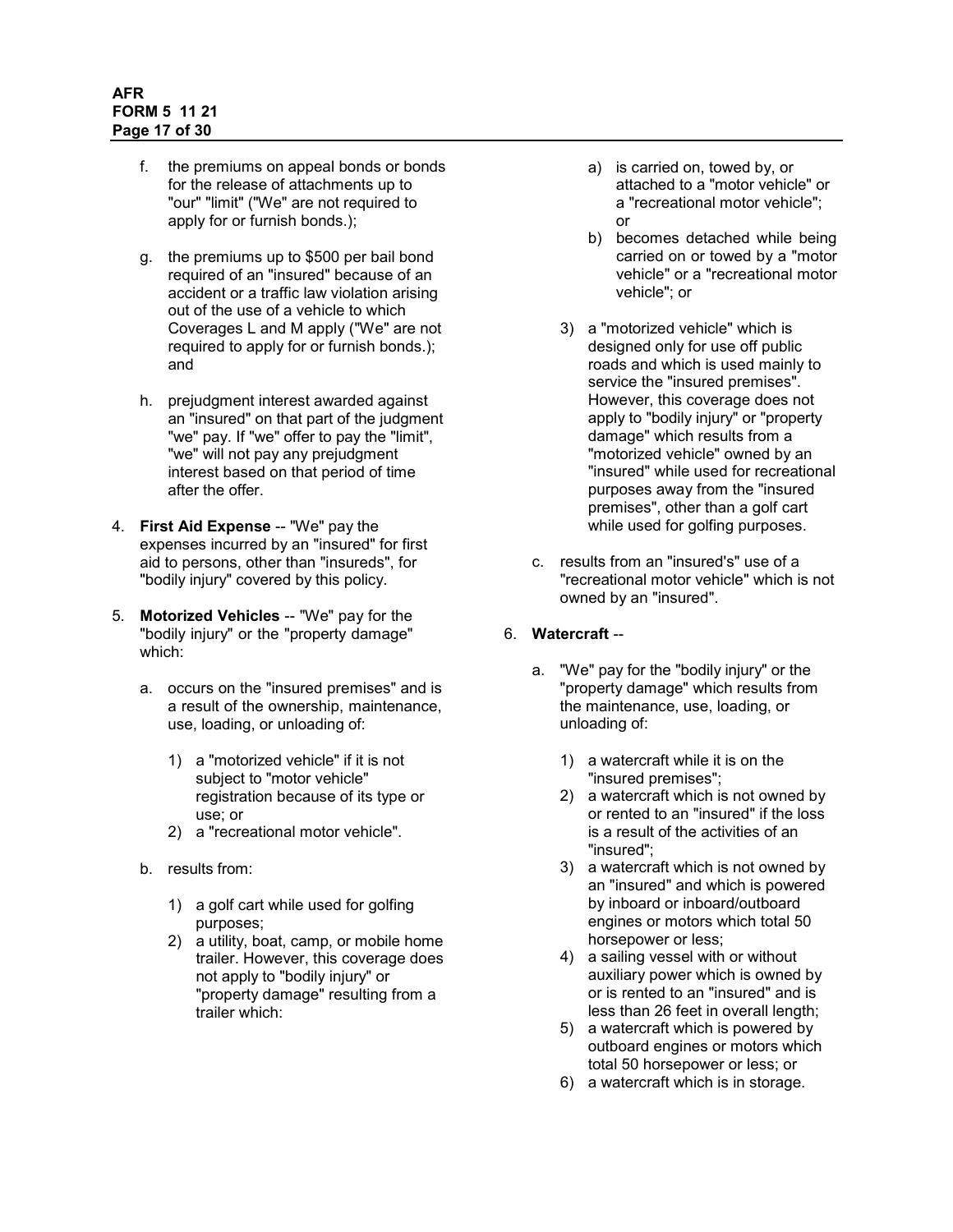f. the premiums on appeal bonds or bonds for the release of attachments up to "our" "limit" ("We" are not required to apply for or furnish bonds.);

g. the premiums up to $500 per bail bond required of an "insured" because of an accident or a traffic law violation arising out of the use of a vehicle to which Coverages L and M apply ("We" are not required to apply for or furnish bonds.); and

h. prejudgment interest awarded against an "insured" on that part of the judgment "we" pay. If "we" offer to pay the "limit", "we" will not pay any prejudgment interest based on that period of time after the offer.

4. **First Aid Expense** -- "We" pay the expenses incurred by an "insured" for first aid to persons, other than "insureds", for "bodily injury" covered by this policy.

5. **Motorized Vehicles** -- "We" pay for the "bodily injury" or the "property damage" which:

   a. occurs on the "insured premises" and is a result of the ownership, maintenance, use, loading, or unloading of:

      1) a "motorized vehicle" if it is not subject to "motor vehicle" registration because of its type or use; or
      2) a "recreational motor vehicle".

   b. results from:

      1) a golf cart while used for golfing purposes;
      2) a utility, boat, camp, or mobile home trailer. However, this coverage does not apply to "bodily injury" or "property damage" resulting from a trailer which:

         a) is carried on, towed by, or attached to a "motor vehicle" or a "recreational motor vehicle"; or
         b) becomes detached while being carried on or towed by a "motor vehicle" or a "recreational motor vehicle"; or

      3) a "motorized vehicle" which is designed only for use off public roads and which is used mainly to service the "insured premises". However, this coverage does not apply to "bodily injury" or "property damage" which results from a "motorized vehicle" owned by an "insured" while used for recreational purposes away from the "insured premises", other than a golf cart while used for golfing purposes.

   c. results from an "insured's" use of a "recreational motor vehicle" which is not owned by an "insured".

6. **Watercraft** --

   a. "We" pay for the "bodily injury" or the "property damage" which results from the maintenance, use, loading, or unloading of:

      1) a watercraft while it is on the "insured premises";
      2) a watercraft which is not owned by or rented to an "insured" if the loss is a result of the activities of an "insured";
      3) a watercraft which is not owned by an "insured" and which is powered by inboard or inboard/outboard engines or motors which total 50 horsepower or less;
      4) a sailing vessel with or without auxiliary power which is owned by or is rented to an "insured" and is less than 26 feet in overall length;
      5) a watercraft which is powered by outboard engines or motors which total 50 horsepower or less; or
      6) a watercraft which is in storage.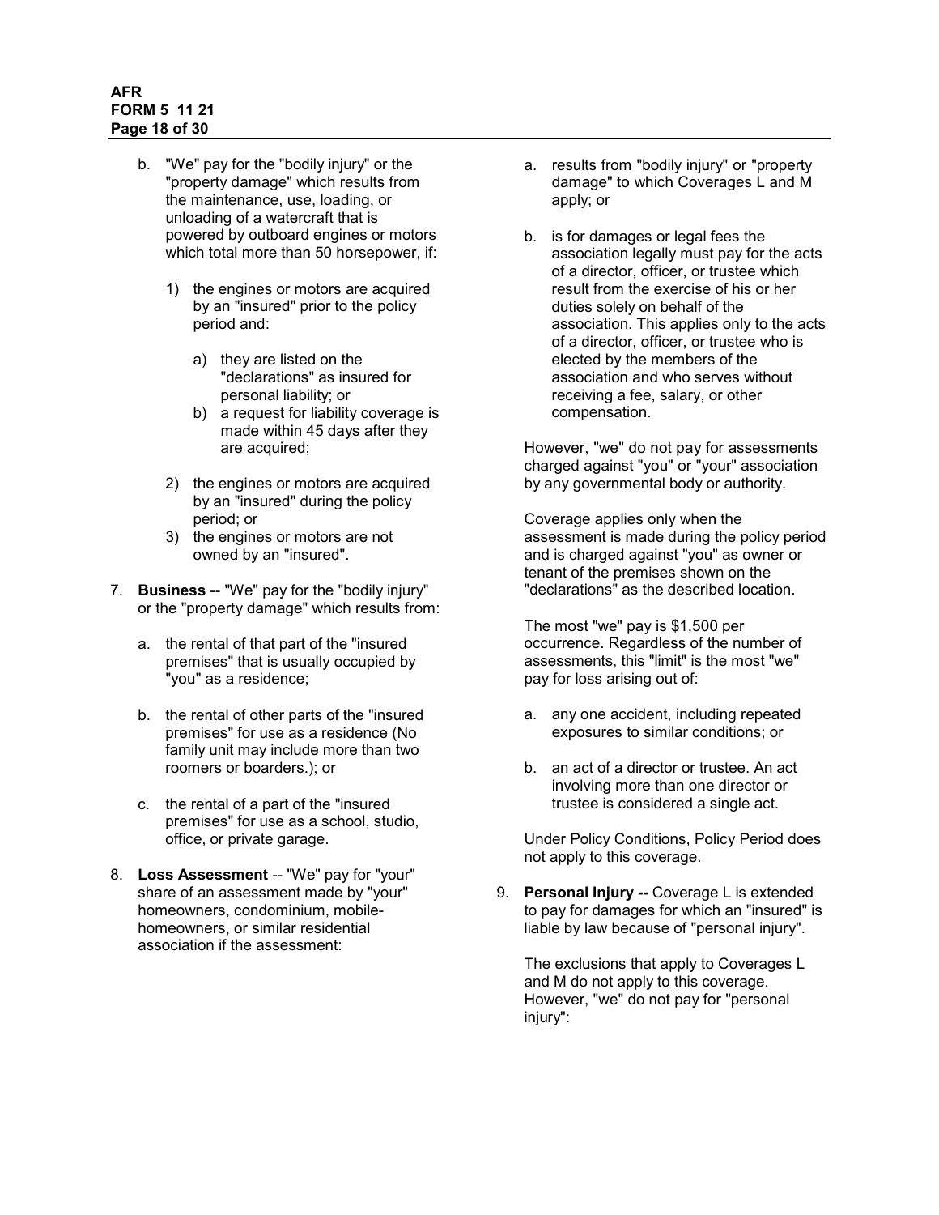b. "We" pay for the "bodily injury" or the "property damage" which results from the maintenance, use, loading, or unloading of a watercraft that is powered by outboard engines or motors which total more than 50 horsepower, if:

   1) the engines or motors are acquired by an "insured" prior to the policy period and:

      a) they are listed on the "declarations" as insured for personal liability; or
      b) a request for liability coverage is made within 45 days after they are acquired;

   2) the engines or motors are acquired by an "insured" during the policy period; or
   3) the engines or motors are not owned by an "insured".

7. **Business** -- "We" pay for the "bodily injury" or the "property damage" which results from:

   a. the rental of that part of the "insured premises" that is usually occupied by "you" as a residence;

   b. the rental of other parts of the "insured premises" for use as a residence (No family unit may include more than two roomers or boarders.); or

   c. the rental of a part of the "insured premises" for use as a school, studio, office, or private garage.

8. **Loss Assessment** -- "We" pay for "your" share of an assessment made by "your" homeowners, condominium, mobile-homeowners, or similar residential association if the assessment:

   a. results from "bodily injury" or "property damage" to which Coverages L and M apply; or

   b. is for damages or legal fees the association legally must pay for the acts of a director, officer, or trustee which result from the exercise of his or her duties solely on behalf of the association. This applies only to the acts of a director, officer, or trustee who is elected by the members of the association and who serves without receiving a fee, salary, or other compensation.

   However, "we" do not pay for assessments charged against "you" or "your" association by any governmental body or authority.

   Coverage applies only when the assessment is made during the policy period and is charged against "you" as owner or tenant of the premises shown on the "declarations" as the described location.

   The most "we" pay is $1,500 per occurrence. Regardless of the number of assessments, this "limit" is the most "we" pay for loss arising out of:

   a. any one accident, including repeated exposures to similar conditions; or

   b. an act of a director or trustee. An act involving more than one director or trustee is considered a single act.

   Under Policy Conditions, Policy Period does not apply to this coverage.

9. **Personal Injury --** Coverage L is extended to pay for damages for which an "insured" is liable by law because of "personal injury".

   The exclusions that apply to Coverages L and M do not apply to this coverage. However, "we" do not pay for "personal injury":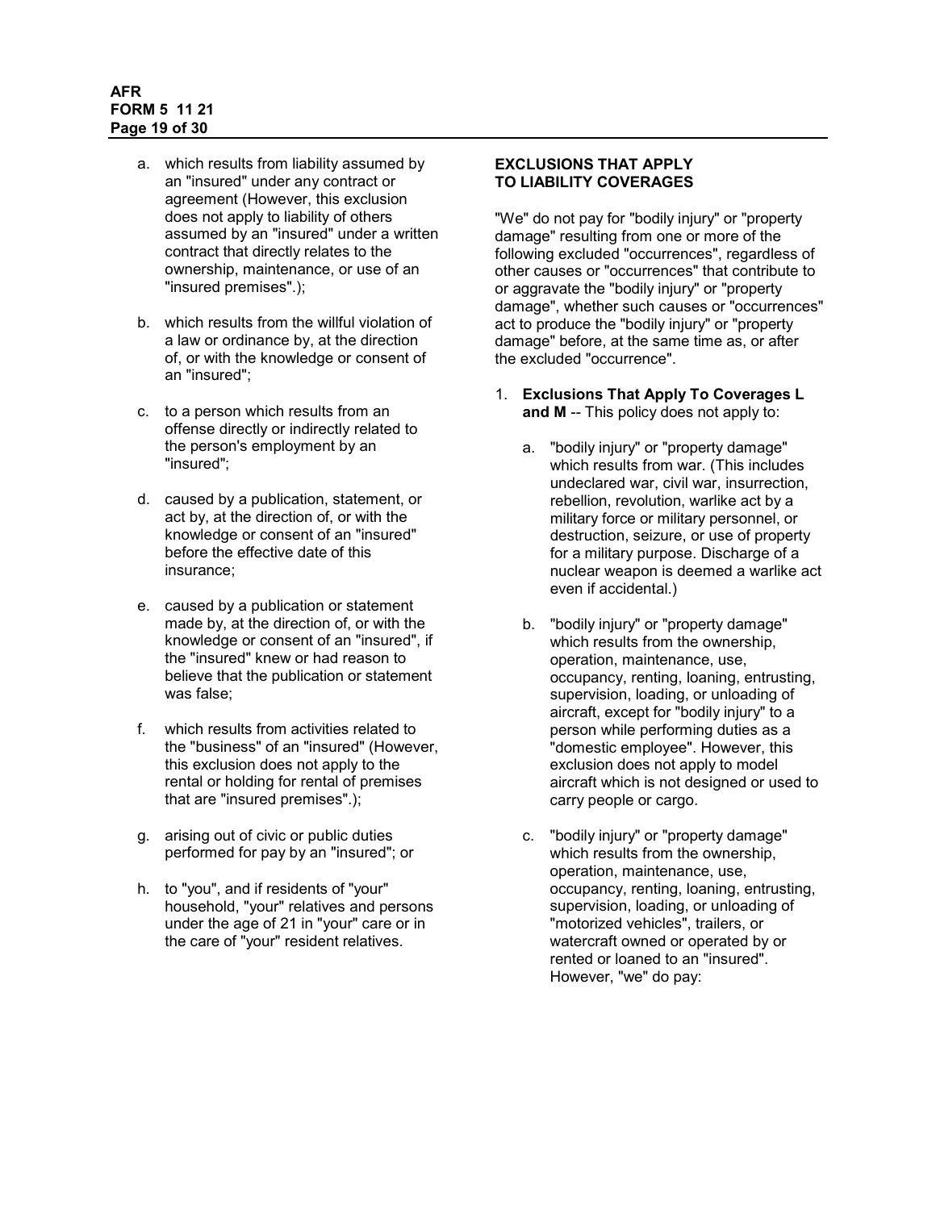a. which results from liability assumed by an "insured" under any contract or agreement (However, this exclusion does not apply to liability of others assumed by an "insured" under a written contract that directly relates to the ownership, maintenance, or use of an "insured premises".);

b. which results from the willful violation of a law or ordinance by, at the direction of, or with the knowledge or consent of an "insured";

c. to a person which results from an offense directly or indirectly related to the person's employment by an "insured";

d. caused by a publication, statement, or act by, at the direction of, or with the knowledge or consent of an "insured" before the effective date of this insurance;

e. caused by a publication or statement made by, at the direction of, or with the knowledge or consent of an "insured", if the "insured" knew or had reason to believe that the publication or statement was false;

f. which results from activities related to the "business" of an "insured" (However, this exclusion does not apply to the rental or holding for rental of premises that are "insured premises".);

g. arising out of civic or public duties performed for pay by an "insured"; or

h. to "you", and if residents of "your" household, "your" relatives and persons under the age of 21 in "your" care or in the care of "your" resident relatives.

**EXCLUSIONS THAT APPLY TO LIABILITY COVERAGES**

"We" do not pay for "bodily injury" or "property damage" resulting from one or more of the following excluded "occurrences", regardless of other causes or "occurrences" that contribute to or aggravate the "bodily injury" or "property damage", whether such causes or "occurrences" act to produce the "bodily injury" or "property damage" before, at the same time as, or after the excluded "occurrence".

1. **Exclusions That Apply To Coverages L and M** -- This policy does not apply to:

   a. "bodily injury" or "property damage" which results from war. (This includes undeclared war, civil war, insurrection, rebellion, revolution, warlike act by a military force or military personnel, or destruction, seizure, or use of property for a military purpose. Discharge of a nuclear weapon is deemed a warlike act even if accidental.)

   b. "bodily injury" or "property damage" which results from the ownership, operation, maintenance, use, occupancy, renting, loaning, entrusting, supervision, loading, or unloading of aircraft, except for "bodily injury" to a person while performing duties as a "domestic employee". However, this exclusion does not apply to model aircraft which is not designed or used to carry people or cargo.

   c. "bodily injury" or "property damage" which results from the ownership, operation, maintenance, use, occupancy, renting, loaning, entrusting, supervision, loading, or unloading of "motorized vehicles", trailers, or watercraft owned or operated by or rented or loaned to an "insured". However, "we" do pay: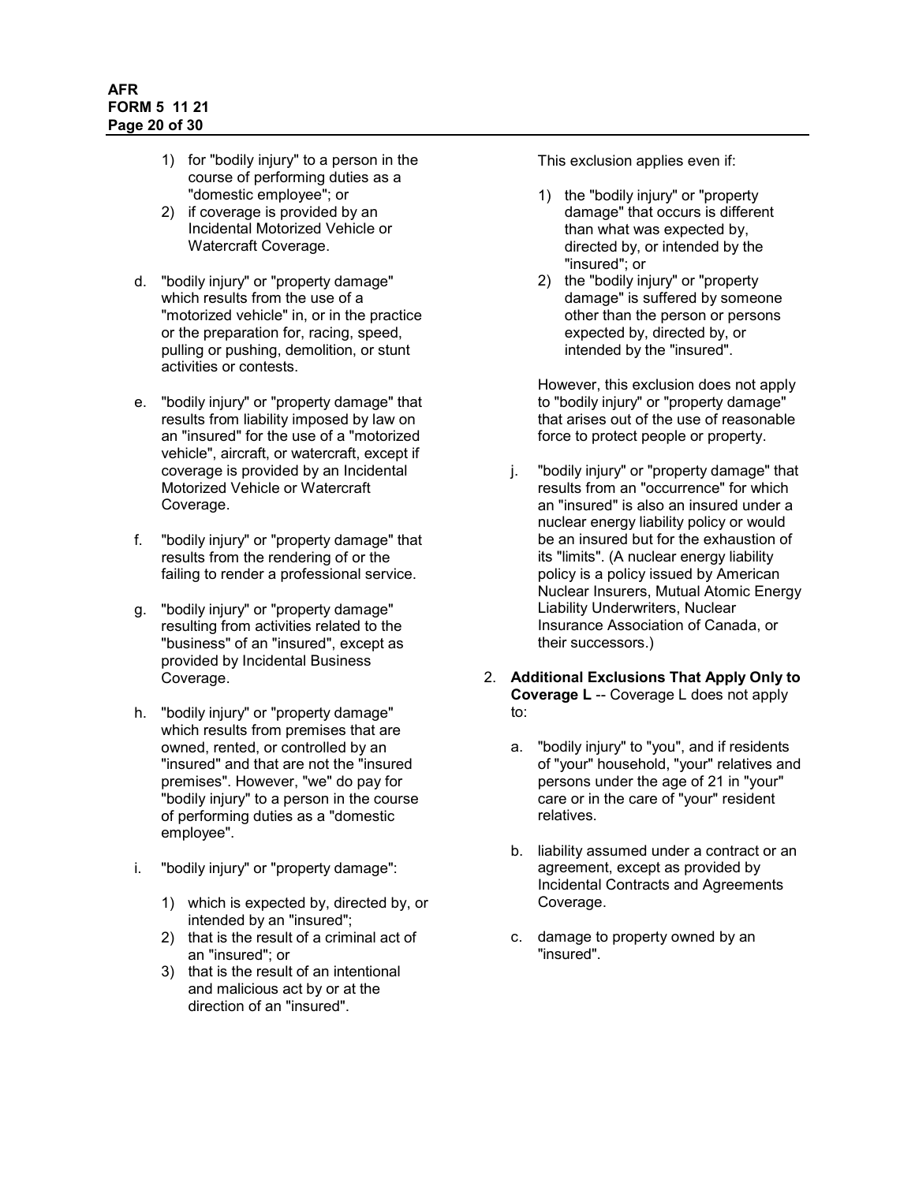1) for "bodily injury" to a person in the course of performing duties as a "domestic employee"; or
2) if coverage is provided by an Incidental Motorized Vehicle or Watercraft Coverage.

d. "bodily injury" or "property damage" which results from the use of a "motorized vehicle" in, or in the practice or the preparation for, racing, speed, pulling or pushing, demolition, or stunt activities or contests.

e. "bodily injury" or "property damage" that results from liability imposed by law on an "insured" for the use of a "motorized vehicle", aircraft, or watercraft, except if coverage is provided by an Incidental Motorized Vehicle or Watercraft Coverage.

f. "bodily injury" or "property damage" that results from the rendering of or the failing to render a professional service.

g. "bodily injury" or "property damage" resulting from activities related to the "business" of an "insured", except as provided by Incidental Business Coverage.

h. "bodily injury" or "property damage" which results from premises that are owned, rented, or controlled by an "insured" and that are not the "insured premises". However, "we" do pay for "bodily injury" to a person in the course of performing duties as a "domestic employee".

i. "bodily injury" or "property damage":

1) which is expected by, directed by, or intended by an "insured";
2) that is the result of a criminal act of an "insured"; or
3) that is the result of an intentional and malicious act by or at the direction of an "insured".

This exclusion applies even if:

1) the "bodily injury" or "property damage" that occurs is different than what was expected by, directed by, or intended by the "insured"; or
2) the "bodily injury" or "property damage" is suffered by someone other than the person or persons expected by, directed by, or intended by the "insured".

However, this exclusion does not apply to "bodily injury" or "property damage" that arises out of the use of reasonable force to protect people or property.

j. "bodily injury" or "property damage" that results from an "occurrence" for which an "insured" is also an insured under a nuclear energy liability policy or would be an insured but for the exhaustion of its "limits". (A nuclear energy liability policy is a policy issued by American Nuclear Insurers, Mutual Atomic Energy Liability Underwriters, Nuclear Insurance Association of Canada, or their successors.)

2. **Additional Exclusions That Apply Only to Coverage L** -- Coverage L does not apply to:

a. "bodily injury" to "you", and if residents of "your" household, "your" relatives and persons under the age of 21 in "your" care or in the care of "your" resident relatives.

b. liability assumed under a contract or an agreement, except as provided by Incidental Contracts and Agreements Coverage.

c. damage to property owned by an "insured".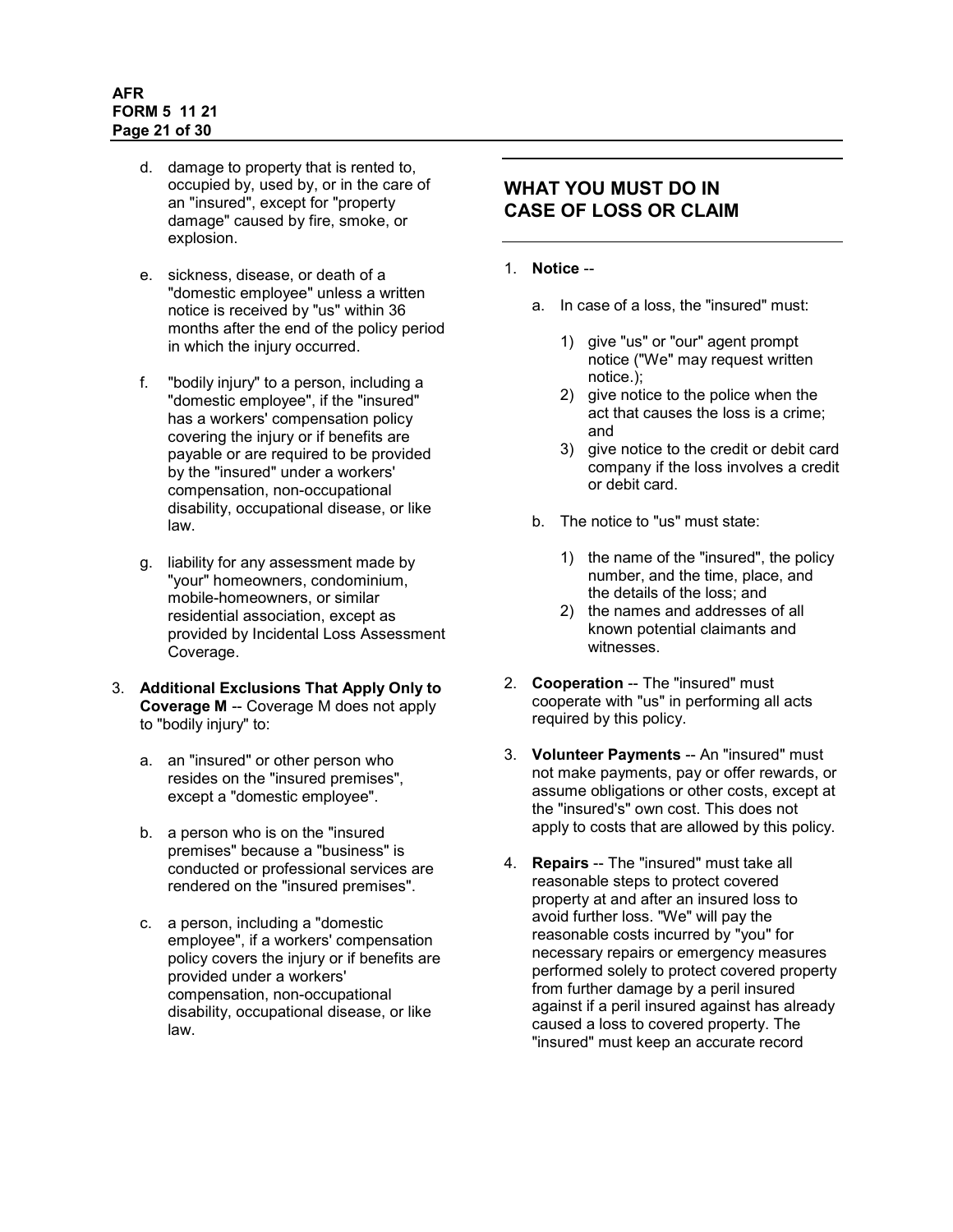d. damage to property that is rented to, occupied by, used by, or in the care of an "insured", except for "property damage" caused by fire, smoke, or explosion.

e. sickness, disease, or death of a "domestic employee" unless a written notice is received by "us" within 36 months after the end of the policy period in which the injury occurred.

f. "bodily injury" to a person, including a "domestic employee", if the "insured" has a workers' compensation policy covering the injury or if benefits are payable or are required to be provided by the "insured" under a workers' compensation, non-occupational disability, occupational disease, or like law.

g. liability for any assessment made by "your" homeowners, condominium, mobile-homeowners, or similar residential association, except as provided by Incidental Loss Assessment Coverage.

3. **Additional Exclusions That Apply Only to Coverage M** -- Coverage M does not apply to "bodily injury" to:

   a. an "insured" or other person who resides on the "insured premises", except a "domestic employee".

   b. a person who is on the "insured premises" because a "business" is conducted or professional services are rendered on the "insured premises".

   c. a person, including a "domestic employee", if a workers' compensation policy covers the injury or if benefits are provided under a workers' compensation, non-occupational disability, occupational disease, or like law.

## WHAT YOU MUST DO IN CASE OF LOSS OR CLAIM

1. **Notice** --

   a. In case of a loss, the "insured" must:

      1) give "us" or "our" agent prompt notice ("We" may request written notice.);
      2) give notice to the police when the act that causes the loss is a crime; and
      3) give notice to the credit or debit card company if the loss involves a credit or debit card.

   b. The notice to "us" must state:

      1) the name of the "insured", the policy number, and the time, place, and the details of the loss; and
      2) the names and addresses of all known potential claimants and witnesses.

2. **Cooperation** -- The "insured" must cooperate with "us" in performing all acts required by this policy.

3. **Volunteer Payments** -- An "insured" must not make payments, pay or offer rewards, or assume obligations or other costs, except at the "insured's" own cost. This does not apply to costs that are allowed by this policy.

4. **Repairs** -- The "insured" must take all reasonable steps to protect covered property at and after an insured loss to avoid further loss. "We" will pay the reasonable costs incurred by "you" for necessary repairs or emergency measures performed solely to protect covered property from further damage by a peril insured against if a peril insured against has already caused a loss to covered property. The "insured" must keep an accurate record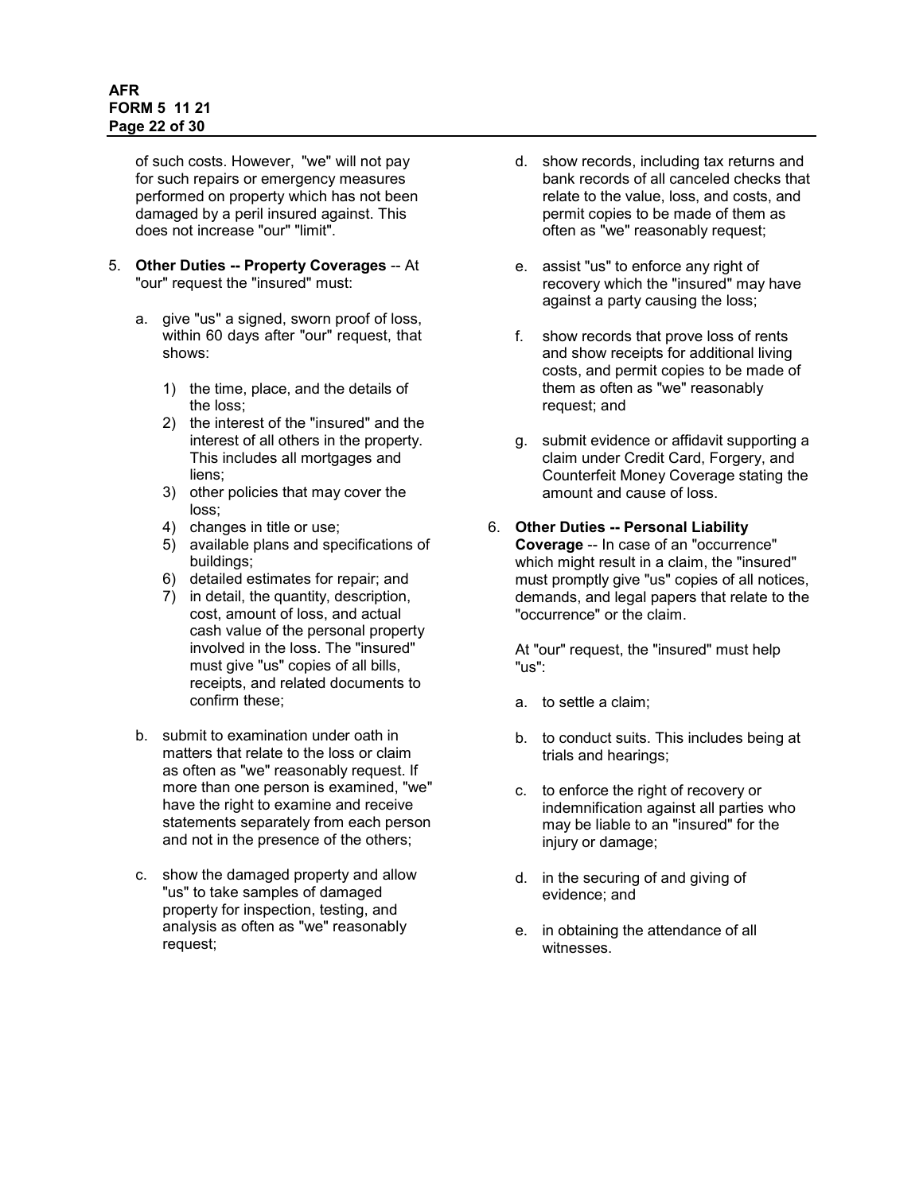of such costs. However, "we" will not pay for such repairs or emergency measures performed on property which has not been damaged by a peril insured against. This does not increase "our" "limit".

5. **Other Duties -- Property Coverages** -- At "our" request the "insured" must:

   a. give "us" a signed, sworn proof of loss, within 60 days after "our" request, that shows:

      1) the time, place, and the details of the loss;
      2) the interest of the "insured" and the interest of all others in the property. This includes all mortgages and liens;
      3) other policies that may cover the loss;
      4) changes in title or use;
      5) available plans and specifications of buildings;
      6) detailed estimates for repair; and
      7) in detail, the quantity, description, cost, amount of loss, and actual cash value of the personal property involved in the loss. The "insured" must give "us" copies of all bills, receipts, and related documents to confirm these;

   b. submit to examination under oath in matters that relate to the loss or claim as often as "we" reasonably request. If more than one person is examined, "we" have the right to examine and receive statements separately from each person and not in the presence of the others;

   c. show the damaged property and allow "us" to take samples of damaged property for inspection, testing, and analysis as often as "we" reasonably request;

   d. show records, including tax returns and bank records of all canceled checks that relate to the value, loss, and costs, and permit copies to be made of them as often as "we" reasonably request;

   e. assist "us" to enforce any right of recovery which the "insured" may have against a party causing the loss;

   f. show records that prove loss of rents and show receipts for additional living costs, and permit copies to be made of them as often as "we" reasonably request; and

   g. submit evidence or affidavit supporting a claim under Credit Card, Forgery, and Counterfeit Money Coverage stating the amount and cause of loss.

6. **Other Duties -- Personal Liability Coverage** -- In case of an "occurrence" which might result in a claim, the "insured" must promptly give "us" copies of all notices, demands, and legal papers that relate to the "occurrence" or the claim.

   At "our" request, the "insured" must help "us":

   a. to settle a claim;

   b. to conduct suits. This includes being at trials and hearings;

   c. to enforce the right of recovery or indemnification against all parties who may be liable to an "insured" for the injury or damage;

   d. in the securing of and giving of evidence; and

   e. in obtaining the attendance of all witnesses.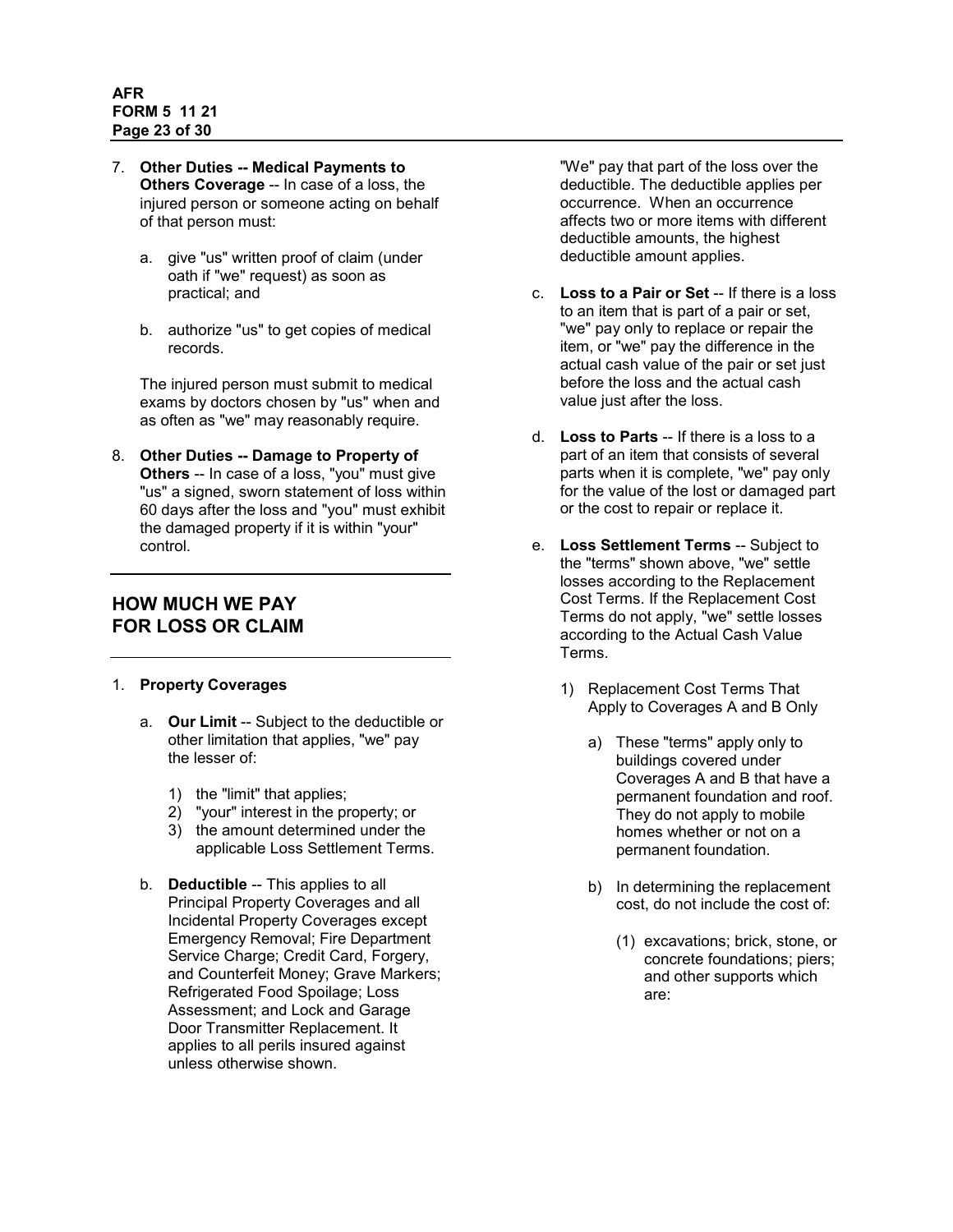7. **Other Duties -- Medical Payments to Others Coverage** -- In case of a loss, the injured person or someone acting on behalf of that person must:

    a. give "us" written proof of claim (under oath if "we" request) as soon as practical; and

    b. authorize "us" to get copies of medical records.

    The injured person must submit to medical exams by doctors chosen by "us" when and as often as "we" may reasonably require.

8. **Other Duties -- Damage to Property of Others** -- In case of a loss, "you" must give "us" a signed, sworn statement of loss within 60 days after the loss and "you" must exhibit the damaged property if it is within "your" control.

## HOW MUCH WE PAY FOR LOSS OR CLAIM

1. **Property Coverages**

    a. **Our Limit** -- Subject to the deductible or other limitation that applies, "we" pay the lesser of:

        1) the "limit" that applies;
        2) "your" interest in the property; or
        3) the amount determined under the applicable Loss Settlement Terms.

    b. **Deductible** -- This applies to all Principal Property Coverages and all Incidental Property Coverages except Emergency Removal; Fire Department Service Charge; Credit Card, Forgery, and Counterfeit Money; Grave Markers; Refrigerated Food Spoilage; Loss Assessment; and Lock and Garage Door Transmitter Replacement. It applies to all perils insured against unless otherwise shown.

        "We" pay that part of the loss over the deductible. The deductible applies per occurrence. When an occurrence affects two or more items with different deductible amounts, the highest deductible amount applies.

    c. **Loss to a Pair or Set** -- If there is a loss to an item that is part of a pair or set, "we" pay only to replace or repair the item, or "we" pay the difference in the actual cash value of the pair or set just before the loss and the actual cash value just after the loss.

    d. **Loss to Parts** -- If there is a loss to a part of an item that consists of several parts when it is complete, "we" pay only for the value of the lost or damaged part or the cost to repair or replace it.

    e. **Loss Settlement Terms** -- Subject to the "terms" shown above, "we" settle losses according to the Replacement Cost Terms. If the Replacement Cost Terms do not apply, "we" settle losses according to the Actual Cash Value Terms.

        1) Replacement Cost Terms That Apply to Coverages A and B Only

            a) These "terms" apply only to buildings covered under Coverages A and B that have a permanent foundation and roof. They do not apply to mobile homes whether or not on a permanent foundation.

            b) In determining the replacement cost, do not include the cost of:

                (1) excavations; brick, stone, or concrete foundations; piers; and other supports which are: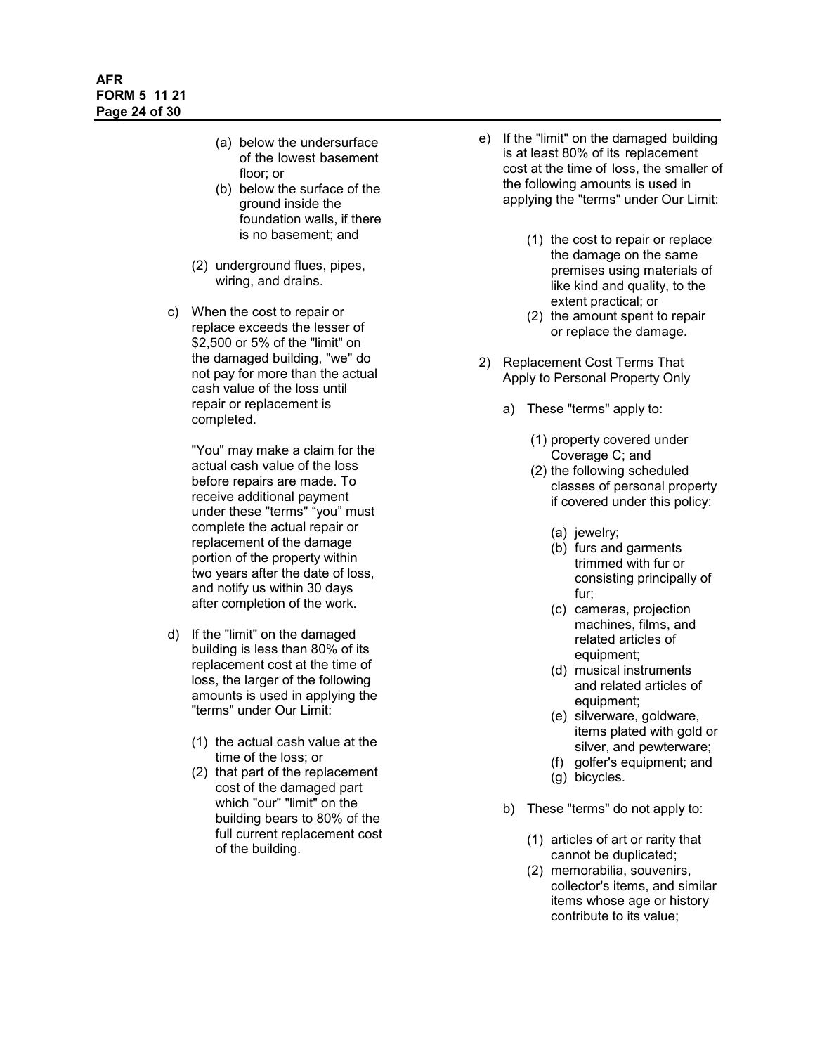(a) below the undersurface of the lowest basement floor; or

(b) below the surface of the ground inside the foundation walls, if there is no basement; and

(2) underground flues, pipes, wiring, and drains.

c) When the cost to repair or replace exceeds the lesser of $2,500 or 5% of the "limit" on the damaged building, "we" do not pay for more than the actual cash value of the loss until repair or replacement is completed.

"You" may make a claim for the actual cash value of the loss before repairs are made. To receive additional payment under these "terms" "you" must complete the actual repair or replacement of the damage portion of the property within two years after the date of loss, and notify us within 30 days after completion of the work.

d) If the "limit" on the damaged building is less than 80% of its replacement cost at the time of loss, the larger of the following amounts is used in applying the "terms" under Our Limit:

(1) the actual cash value at the time of the loss; or

(2) that part of the replacement cost of the damaged part which "our" "limit" on the building bears to 80% of the full current replacement cost of the building.

e) If the "limit" on the damaged building is at least 80% of its replacement cost at the time of loss, the smaller of the following amounts is used in applying the "terms" under Our Limit:

(1) the cost to repair or replace the damage on the same premises using materials of like kind and quality, to the extent practical; or

(2) the amount spent to repair or replace the damage.

2) Replacement Cost Terms That Apply to Personal Property Only

a) These "terms" apply to:

(1) property covered under Coverage C; and

(2) the following scheduled classes of personal property if covered under this policy:

(a) jewelry;

(b) furs and garments trimmed with fur or consisting principally of fur;

(c) cameras, projection machines, films, and related articles of equipment;

(d) musical instruments and related articles of equipment;

(e) silverware, goldware, items plated with gold or silver, and pewterware;

(f) golfer's equipment; and

(g) bicycles.

b) These "terms" do not apply to:

(1) articles of art or rarity that cannot be duplicated;

(2) memorabilia, souvenirs, collector's items, and similar items whose age or history contribute to its value;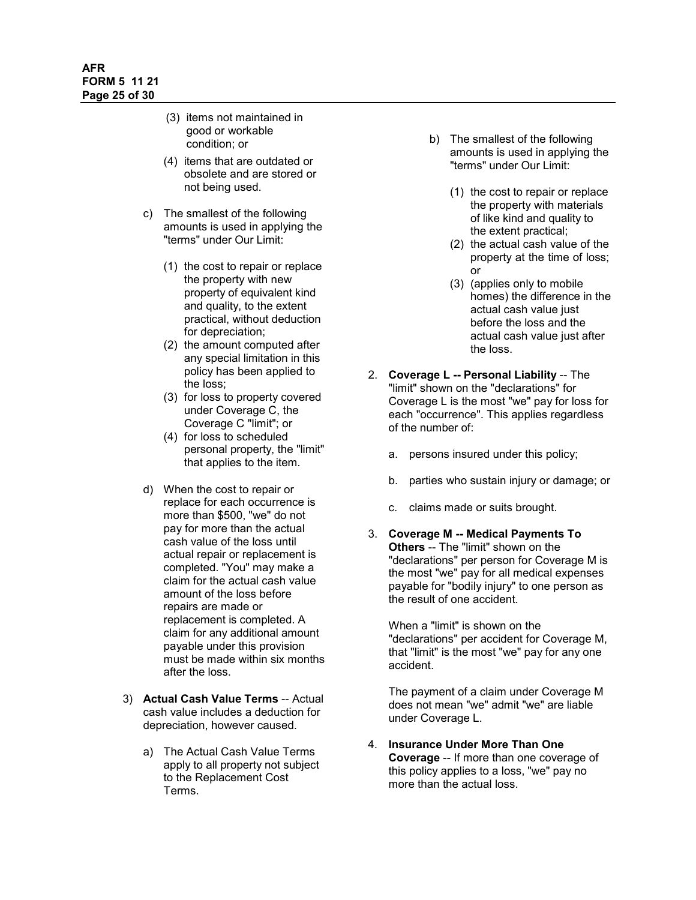(3) items not maintained in good or workable condition; or

(4) items that are outdated or obsolete and are stored or not being used.

c) The smallest of the following amounts is used in applying the "terms" under Our Limit:

(1) the cost to repair or replace the property with new property of equivalent kind and quality, to the extent practical, without deduction for depreciation;
(2) the amount computed after any special limitation in this policy has been applied to the loss;
(3) for loss to property covered under Coverage C, the Coverage C "limit"; or
(4) for loss to scheduled personal property, the "limit" that applies to the item.

d) When the cost to repair or replace for each occurrence is more than $500, "we" do not pay for more than the actual cash value of the loss until actual repair or replacement is completed. "You" may make a claim for the actual cash value amount of the loss before repairs are made or replacement is completed. A claim for any additional amount payable under this provision must be made within six months after the loss.

3) **Actual Cash Value Terms** -- Actual cash value includes a deduction for depreciation, however caused.

a) The Actual Cash Value Terms apply to all property not subject to the Replacement Cost Terms.

b) The smallest of the following amounts is used in applying the "terms" under Our Limit:

(1) the cost to repair or replace the property with materials of like kind and quality to the extent practical;
(2) the actual cash value of the property at the time of loss; or
(3) (applies only to mobile homes) the difference in the actual cash value just before the loss and the actual cash value just after the loss.

2. **Coverage L -- Personal Liability** -- The "limit" shown on the "declarations" for Coverage L is the most "we" pay for loss for each "occurrence". This applies regardless of the number of:

   a. persons insured under this policy;

   b. parties who sustain injury or damage; or

   c. claims made or suits brought.

3. **Coverage M -- Medical Payments To Others** -- The "limit" shown on the "declarations" per person for Coverage M is the most "we" pay for all medical expenses payable for "bodily injury" to one person as the result of one accident.

   When a "limit" is shown on the "declarations" per accident for Coverage M, that "limit" is the most "we" pay for any one accident.

   The payment of a claim under Coverage M does not mean "we" admit "we" are liable under Coverage L.

4. **Insurance Under More Than One Coverage** -- If more than one coverage of this policy applies to a loss, "we" pay no more than the actual loss.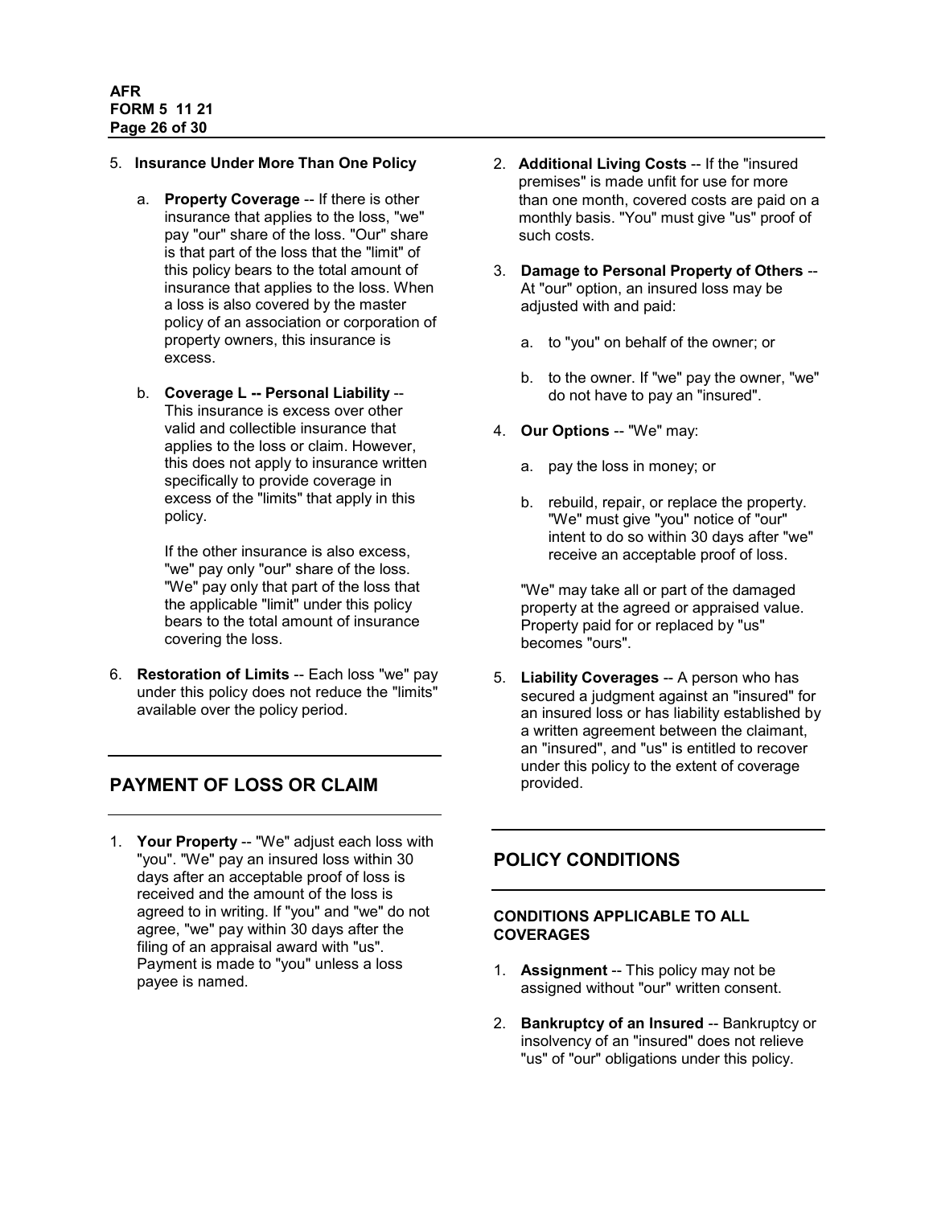5. **Insurance Under More Than One Policy**

   a. **Property Coverage** -- If there is other insurance that applies to the loss, "we" pay "our" share of the loss. "Our" share is that part of the loss that the "limit" of this policy bears to the total amount of insurance that applies to the loss. When a loss is also covered by the master policy of an association or corporation of property owners, this insurance is excess.

   b. **Coverage L -- Personal Liability** -- This insurance is excess over other valid and collectible insurance that applies to the loss or claim. However, this does not apply to insurance written specifically to provide coverage in excess of the "limits" that apply in this policy.

      If the other insurance is also excess, "we" pay only "our" share of the loss. "We" pay only that part of the loss that the applicable "limit" under this policy bears to the total amount of insurance covering the loss.

6. **Restoration of Limits** -- Each loss "we" pay under this policy does not reduce the "limits" available over the policy period.

## PAYMENT OF LOSS OR CLAIM

1. **Your Property** -- "We" adjust each loss with "you". "We" pay an insured loss within 30 days after an acceptable proof of loss is received and the amount of the loss is agreed to in writing. If "you" and "we" do not agree, "we" pay within 30 days after the filing of an appraisal award with "us". Payment is made to "you" unless a loss payee is named.

2. **Additional Living Costs** -- If the "insured premises" is made unfit for use for more than one month, covered costs are paid on a monthly basis. "You" must give "us" proof of such costs.

3. **Damage to Personal Property of Others** -- At "our" option, an insured loss may be adjusted with and paid:

   a. to "you" on behalf of the owner; or

   b. to the owner. If "we" pay the owner, "we" do not have to pay an "insured".

4. **Our Options** -- "We" may:

   a. pay the loss in money; or

   b. rebuild, repair, or replace the property. "We" must give "you" notice of "our" intent to do so within 30 days after "we" receive an acceptable proof of loss.

   "We" may take all or part of the damaged property at the agreed or appraised value. Property paid for or replaced by "us" becomes "ours".

5. **Liability Coverages** -- A person who has secured a judgment against an "insured" for an insured loss or has liability established by a written agreement between the claimant, an "insured", and "us" is entitled to recover under this policy to the extent of coverage provided.

## POLICY CONDITIONS

### CONDITIONS APPLICABLE TO ALL COVERAGES

1. **Assignment** -- This policy may not be assigned without "our" written consent.

2. **Bankruptcy of an Insured** -- Bankruptcy or insolvency of an "insured" does not relieve "us" of "our" obligations under this policy.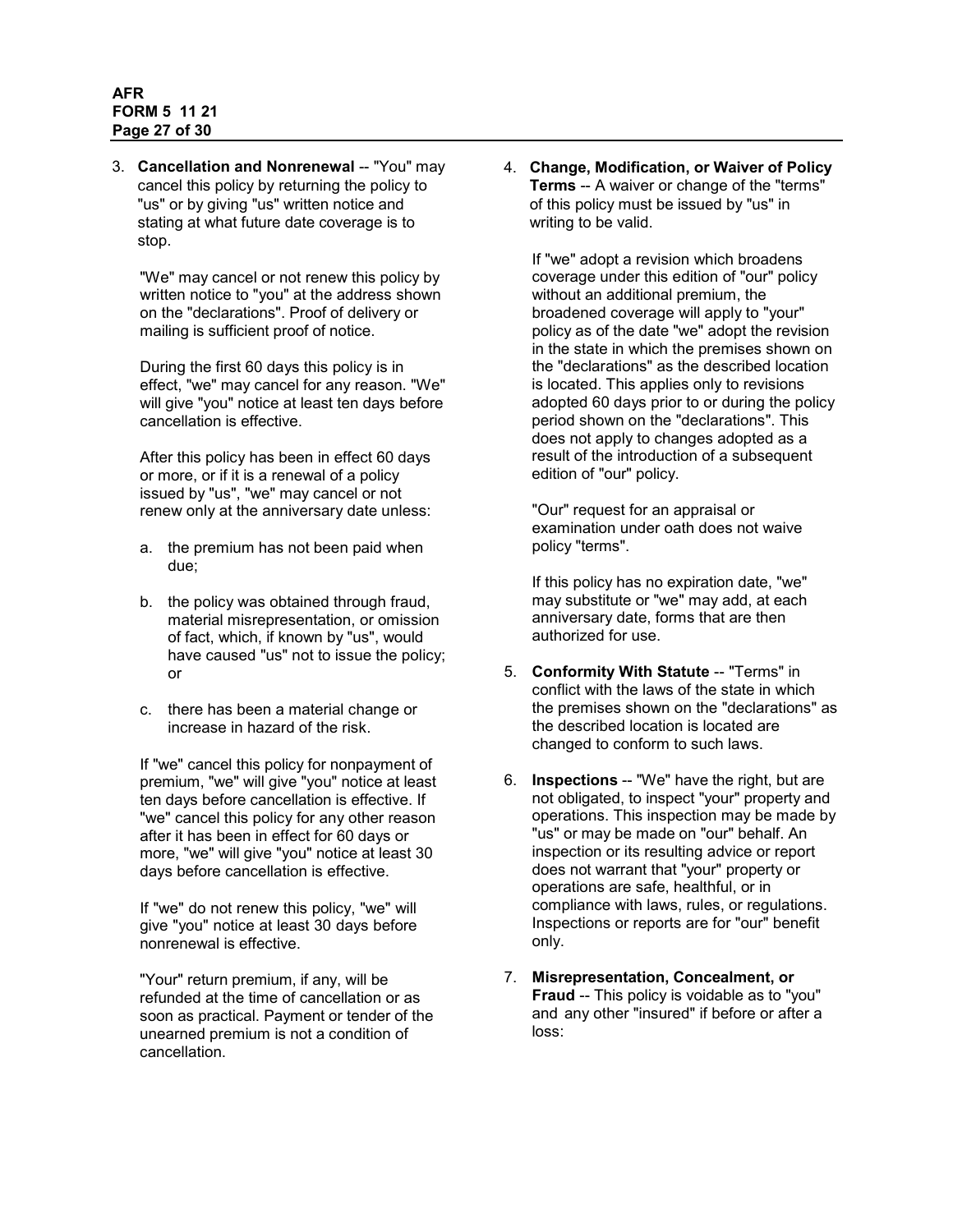3. **Cancellation and Nonrenewal** -- "You" may cancel this policy by returning the policy to "us" or by giving "us" written notice and stating at what future date coverage is to stop.

   "We" may cancel or not renew this policy by written notice to "you" at the address shown on the "declarations". Proof of delivery or mailing is sufficient proof of notice.

   During the first 60 days this policy is in effect, "we" may cancel for any reason. "We" will give "you" notice at least ten days before cancellation is effective.

   After this policy has been in effect 60 days or more, or if it is a renewal of a policy issued by "us", "we" may cancel or not renew only at the anniversary date unless:

   a. the premium has not been paid when due;

   b. the policy was obtained through fraud, material misrepresentation, or omission of fact, which, if known by "us", would have caused "us" not to issue the policy; or

   c. there has been a material change or increase in hazard of the risk.

   If "we" cancel this policy for nonpayment of premium, "we" will give "you" notice at least ten days before cancellation is effective. If "we" cancel this policy for any other reason after it has been in effect for 60 days or more, "we" will give "you" notice at least 30 days before cancellation is effective.

   If "we" do not renew this policy, "we" will give "you" notice at least 30 days before nonrenewal is effective.

   "Your" return premium, if any, will be refunded at the time of cancellation or as soon as practical. Payment or tender of the unearned premium is not a condition of cancellation.

4. **Change, Modification, or Waiver of Policy Terms** -- A waiver or change of the "terms" of this policy must be issued by "us" in writing to be valid.

   If "we" adopt a revision which broadens coverage under this edition of "our" policy without an additional premium, the broadened coverage will apply to "your" policy as of the date "we" adopt the revision in the state in which the premises shown on the "declarations" as the described location is located. This applies only to revisions adopted 60 days prior to or during the policy period shown on the "declarations". This does not apply to changes adopted as a result of the introduction of a subsequent edition of "our" policy.

   "Our" request for an appraisal or examination under oath does not waive policy "terms".

   If this policy has no expiration date, "we" may substitute or "we" may add, at each anniversary date, forms that are then authorized for use.

5. **Conformity With Statute** -- "Terms" in conflict with the laws of the state in which the premises shown on the "declarations" as the described location is located are changed to conform to such laws.

6. **Inspections** -- "We" have the right, but are not obligated, to inspect "your" property and operations. This inspection may be made by "us" or may be made on "our" behalf. An inspection or its resulting advice or report does not warrant that "your" property or operations are safe, healthful, or in compliance with laws, rules, or regulations. Inspections or reports are for "our" benefit only.

7. **Misrepresentation, Concealment, or Fraud** -- This policy is voidable as to "you" and any other "insured" if before or after a loss: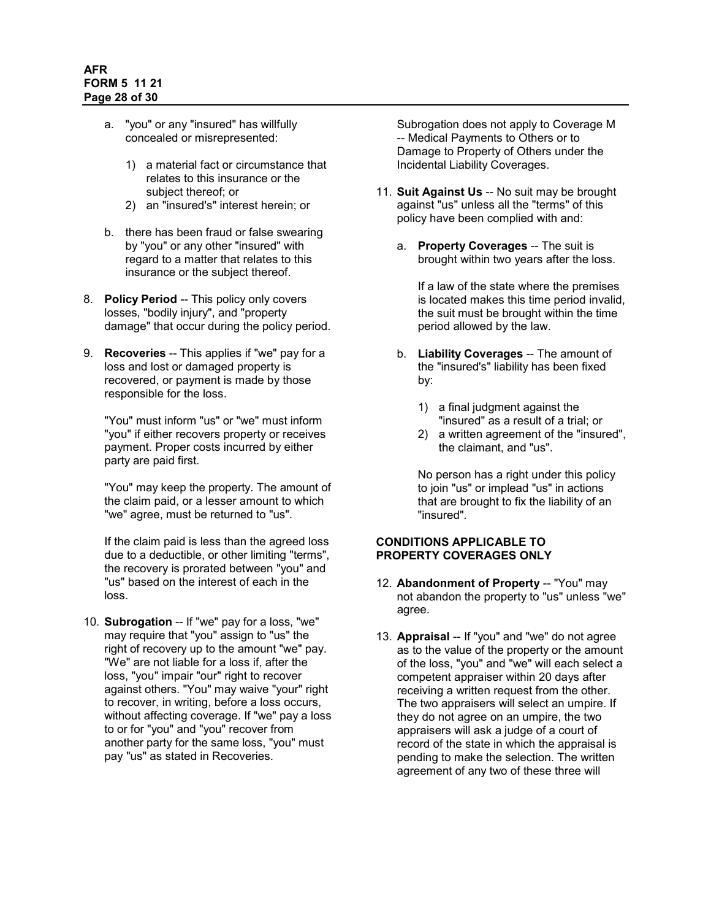a. "you" or any "insured" has willfully concealed or misrepresented:

   1) a material fact or circumstance that relates to this insurance or the subject thereof; or
   2) an "insured's" interest herein; or

b. there has been fraud or false swearing by "you" or any other "insured" with regard to a matter that relates to this insurance or the subject thereof.

8. **Policy Period** -- This policy only covers losses, "bodily injury", and "property damage" that occur during the policy period.

9. **Recoveries** -- This applies if "we" pay for a loss and lost or damaged property is recovered, or payment is made by those responsible for the loss.

   "You" must inform "us" or "we" must inform "you" if either recovers property or receives payment. Proper costs incurred by either party are paid first.

   "You" may keep the property. The amount of the claim paid, or a lesser amount to which "we" agree, must be returned to "us".

   If the claim paid is less than the agreed loss due to a deductible, or other limiting "terms", the recovery is prorated between "you" and "us" based on the interest of each in the loss.

10. **Subrogation** -- If "we" pay for a loss, "we" may require that "you" assign to "us" the right of recovery up to the amount "we" pay. "We" are not liable for a loss if, after the loss, "you" impair "our" right to recover against others. "You" may waive "your" right to recover, in writing, before a loss occurs, without affecting coverage. If "we" pay a loss to or for "you" and "you" recover from another party for the same loss, "you" must pay "us" as stated in Recoveries.

    Subrogation does not apply to Coverage M -- Medical Payments to Others or to Damage to Property of Others under the Incidental Liability Coverages.

11. **Suit Against Us** -- No suit may be brought against "us" unless all the "terms" of this policy have been complied with and:

    a. **Property Coverages** -- The suit is brought within two years after the loss.

       If a law of the state where the premises is located makes this time period invalid, the suit must be brought within the time period allowed by the law.

    b. **Liability Coverages** -- The amount of the "insured's" liability has been fixed by:

       1) a final judgment against the "insured" as a result of a trial; or
       2) a written agreement of the "insured", the claimant, and "us".

       No person has a right under this policy to join "us" or implead "us" in actions that are brought to fix the liability of an "insured".

**CONDITIONS APPLICABLE TO PROPERTY COVERAGES ONLY**

12. **Abandonment of Property** -- "You" may not abandon the property to "us" unless "we" agree.

13. **Appraisal** -- If "you" and "we" do not agree as to the value of the property or the amount of the loss, "you" and "we" will each select a competent appraiser within 20 days after receiving a written request from the other. The two appraisers will select an umpire. If they do not agree on an umpire, the two appraisers will ask a judge of a court of record of the state in which the appraisal is pending to make the selection. The written agreement of any two of these three will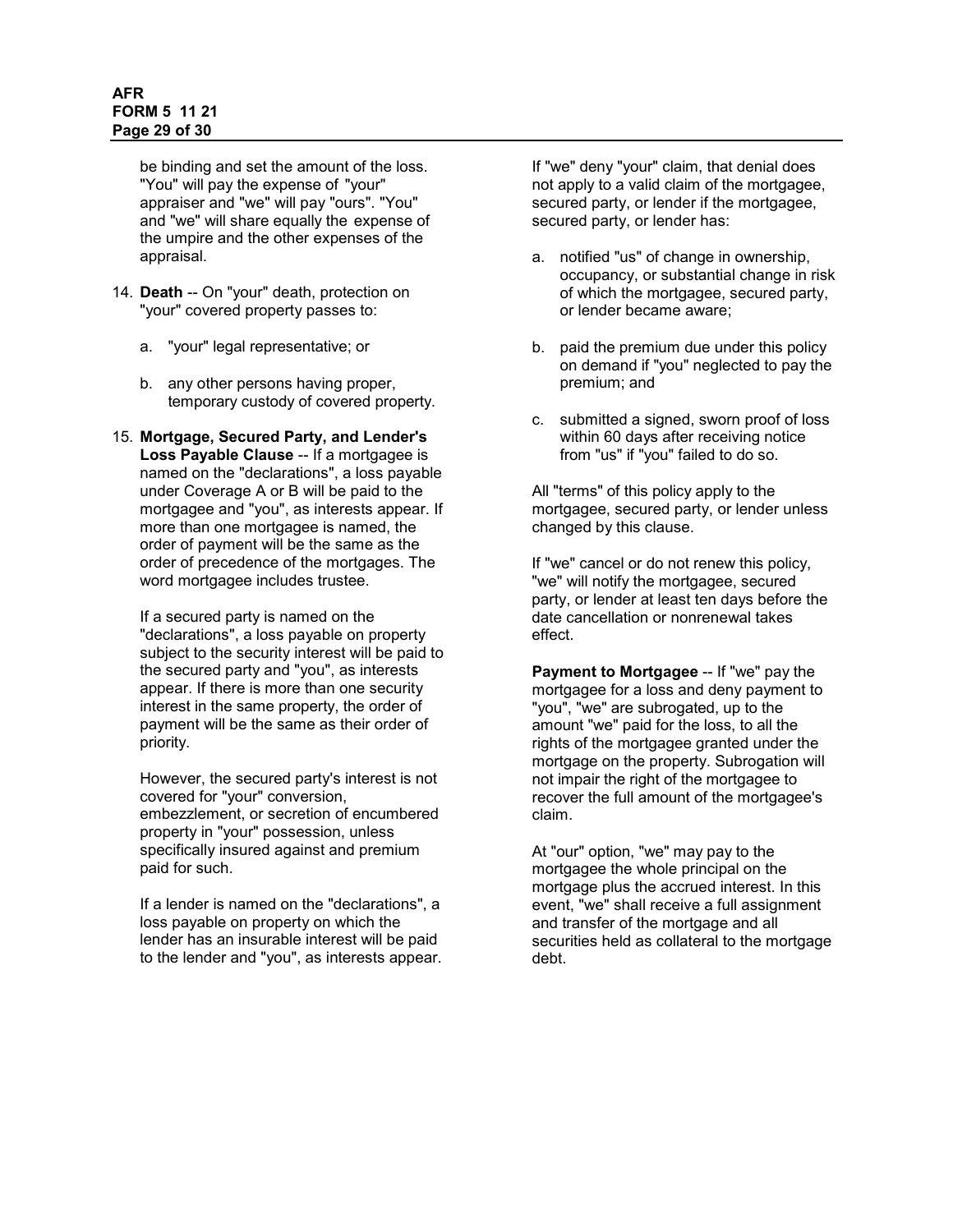be binding and set the amount of the loss. "You" will pay the expense of "your" appraiser and "we" will pay "ours". "You" and "we" will share equally the expense of the umpire and the other expenses of the appraisal.

14. **Death** -- On "your" death, protection on "your" covered property passes to:

    a. "your" legal representative; or

    b. any other persons having proper, temporary custody of covered property.

15. **Mortgage, Secured Party, and Lender's Loss Payable Clause** -- If a mortgagee is named on the "declarations", a loss payable under Coverage A or B will be paid to the mortgagee and "you", as interests appear. If more than one mortgagee is named, the order of payment will be the same as the order of precedence of the mortgages. The word mortgagee includes trustee.

    If a secured party is named on the "declarations", a loss payable on property subject to the security interest will be paid to the secured party and "you", as interests appear. If there is more than one security interest in the same property, the order of payment will be the same as their order of priority.

    However, the secured party's interest is not covered for "your" conversion, embezzlement, or secretion of encumbered property in "your" possession, unless specifically insured against and premium paid for such.

    If a lender is named on the "declarations", a loss payable on property on which the lender has an insurable interest will be paid to the lender and "you", as interests appear.

    If "we" deny "your" claim, that denial does not apply to a valid claim of the mortgagee, secured party, or lender if the mortgagee, secured party, or lender has:

    a. notified "us" of change in ownership, occupancy, or substantial change in risk of which the mortgagee, secured party, or lender became aware;

    b. paid the premium due under this policy on demand if "you" neglected to pay the premium; and

    c. submitted a signed, sworn proof of loss within 60 days after receiving notice from "us" if "you" failed to do so.

    All "terms" of this policy apply to the mortgagee, secured party, or lender unless changed by this clause.

    If "we" cancel or do not renew this policy, "we" will notify the mortgagee, secured party, or lender at least ten days before the date cancellation or nonrenewal takes effect.

    **Payment to Mortgagee** -- If "we" pay the mortgagee for a loss and deny payment to "you", "we" are subrogated, up to the amount "we" paid for the loss, to all the rights of the mortgagee granted under the mortgage on the property. Subrogation will not impair the right of the mortgagee to recover the full amount of the mortgagee's claim.

    At "our" option, "we" may pay to the mortgagee the whole principal on the mortgage plus the accrued interest. In this event, "we" shall receive a full assignment and transfer of the mortgage and all securities held as collateral to the mortgage debt.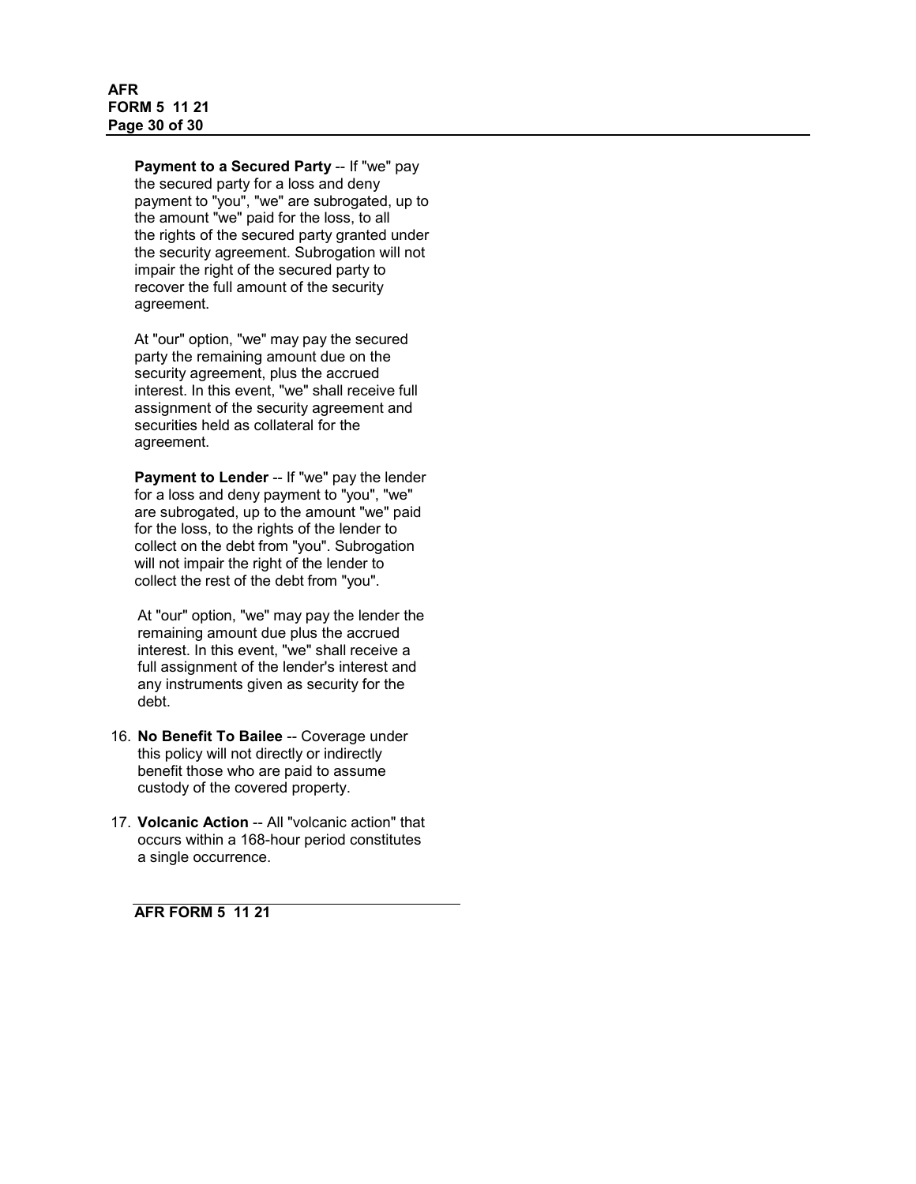**Payment to a Secured Party** -- If "we" pay the secured party for a loss and deny payment to "you", "we" are subrogated, up to the amount "we" paid for the loss, to all the rights of the secured party granted under the security agreement. Subrogation will not impair the right of the secured party to recover the full amount of the security agreement.

At "our" option, "we" may pay the secured party the remaining amount due on the security agreement, plus the accrued interest. In this event, "we" shall receive full assignment of the security agreement and securities held as collateral for the agreement.

**Payment to Lender** -- If "we" pay the lender for a loss and deny payment to "you", "we" are subrogated, up to the amount "we" paid for the loss, to the rights of the lender to collect on the debt from "you". Subrogation will not impair the right of the lender to collect the rest of the debt from "you".

At "our" option, "we" may pay the lender the remaining amount due plus the accrued interest. In this event, "we" shall receive a full assignment of the lender's interest and any instruments given as security for the debt.

16. **No Benefit To Bailee** -- Coverage under this policy will not directly or indirectly benefit those who are paid to assume custody of the covered property.

17. **Volcanic Action** -- All "volcanic action" that occurs within a 168-hour period constitutes a single occurrence.

**AFR FORM 5 11 21**